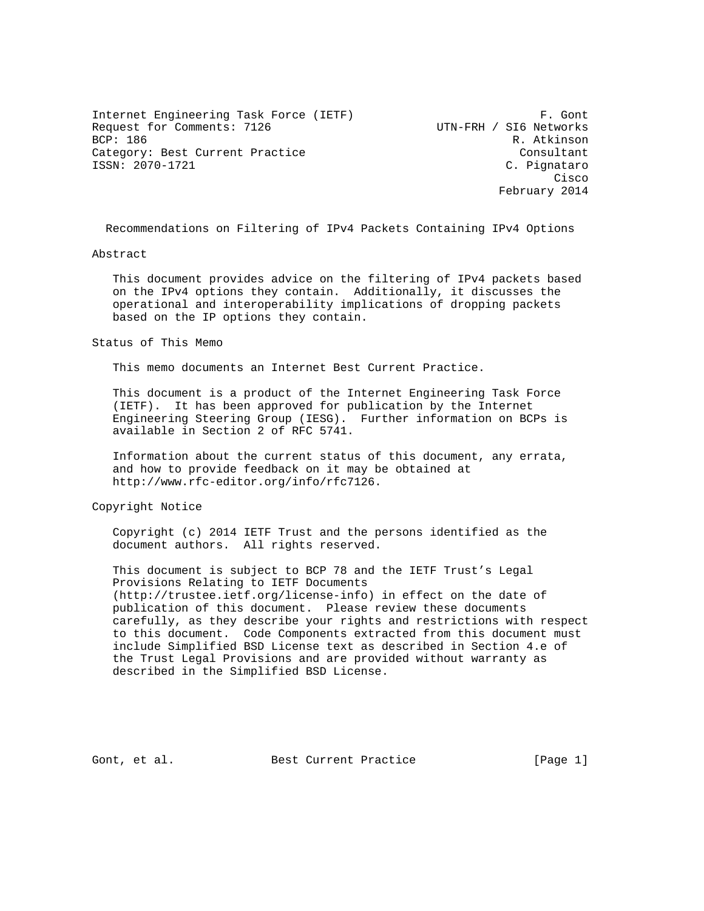Internet Engineering Task Force (IETF) F. Gont
Request for Comments: 7126 UTN-FRH / SI6 Networks
BCP: 186 R. Atkinson
Category: Best Current Practice Consultant
ISSN: 2070-1721 C. Pignataro
Cisco
February 2014

# Recommendations on Filtering of IPv4 Packets Containing IPv4 Options

## Abstract

This document provides advice on the filtering of IPv4 packets based on the IPv4 options they contain. Additionally, it discusses the operational and interoperability implications of dropping packets based on the IP options they contain.

## Status of This Memo

This memo documents an Internet Best Current Practice.

This document is a product of the Internet Engineering Task Force (IETF). It has been approved for publication by the Internet Engineering Steering Group (IESG). Further information on BCPs is available in Section 2 of RFC 5741.

Information about the current status of this document, any errata, and how to provide feedback on it may be obtained at http://www.rfc-editor.org/info/rfc7126.

## Copyright Notice

Copyright (c) 2014 IETF Trust and the persons identified as the document authors. All rights reserved.

This document is subject to BCP 78 and the IETF Trust's Legal Provisions Relating to IETF Documents (http://trustee.ietf.org/license-info) in effect on the date of publication of this document. Please review these documents carefully, as they describe your rights and restrictions with respect to this document. Code Components extracted from this document must include Simplified BSD License text as described in Section 4.e of the Trust Legal Provisions and are provided without warranty as described in the Simplified BSD License.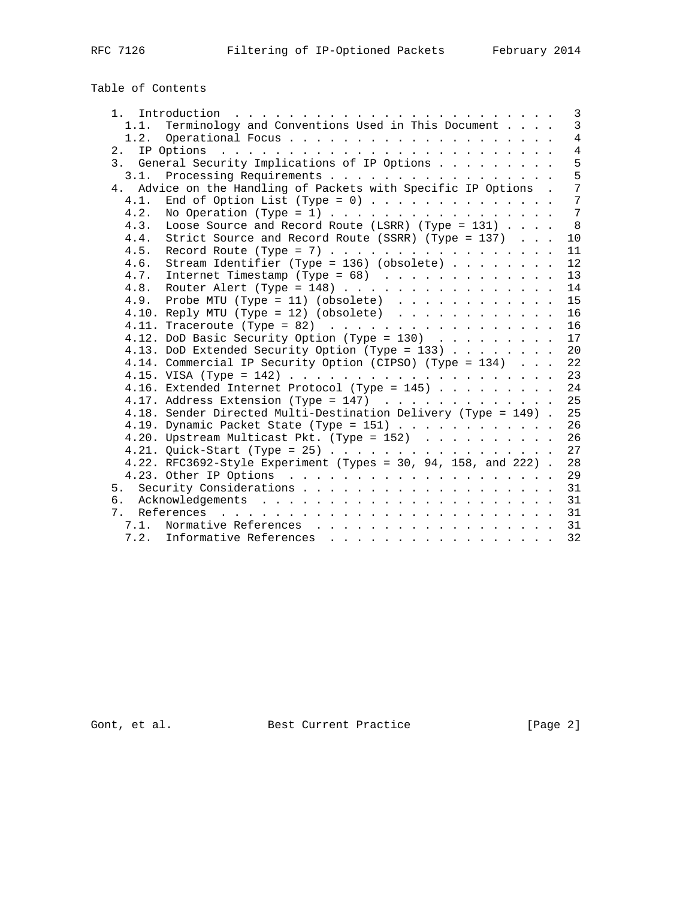Table of Contents

```
   1.  Introduction . . . . . . . . . . . . . . . . . . . . . . . .   3
     1.1.  Terminology and Conventions Used in This Document . . . .   3
     1.2.  Operational Focus . . . . . . . . . . . . . . . . . . . .   4
   2.  IP Options  . . . . . . . . . . . . . . . . . . . . . . . . .   4
   3.  General Security Implications of IP Options . . . . . . . . .   5
     3.1.  Processing Requirements . . . . . . . . . . . . . . . . .   5
   4.  Advice on the Handling of Packets with Specific IP Options  .   7
     4.1.  End of Option List (Type = 0) . . . . . . . . . . . . . .   7
     4.2.  No Operation (Type = 1) . . . . . . . . . . . . . . . . .   7
     4.3.  Loose Source and Record Route (LSRR) (Type = 131) . . . .   8
     4.4.  Strict Source and Record Route (SSRR) (Type = 137)  . . .  10
     4.5.  Record Route (Type = 7) . . . . . . . . . . . . . . . . .  11
     4.6.  Stream Identifier (Type = 136) (obsolete) . . . . . . . .  12
     4.7.  Internet Timestamp (Type = 68)  . . . . . . . . . . . . .  13
     4.8.  Router Alert (Type = 148) . . . . . . . . . . . . . . . .  14
     4.9.  Probe MTU (Type = 11) (obsolete)  . . . . . . . . . . . .  15
     4.10. Reply MTU (Type = 12) (obsolete)  . . . . . . . . . . . .  16
     4.11. Traceroute (Type = 82)  . . . . . . . . . . . . . . . . .  16
     4.12. DoD Basic Security Option (Type = 130)  . . . . . . . . .  17
     4.13. DoD Extended Security Option (Type = 133) . . . . . . . .  20
     4.14. Commercial IP Security Option (CIPSO) (Type = 134)  . . .  22
     4.15. VISA (Type = 142) . . . . . . . . . . . . . . . . . . . .  23
     4.16. Extended Internet Protocol (Type = 145) . . . . . . . . .  24
     4.17. Address Extension (Type = 147)  . . . . . . . . . . . . .  25
     4.18. Sender Directed Multi-Destination Delivery (Type = 149) .  25
     4.19. Dynamic Packet State (Type = 151) . . . . . . . . . . . .  26
     4.20. Upstream Multicast Pkt. (Type = 152)  . . . . . . . . . .  26
     4.21. Quick-Start (Type = 25) . . . . . . . . . . . . . . . . .  27
     4.22. RFC3692-Style Experiment (Types = 30, 94, 158, and 222) .  28
     4.23. Other IP Options  . . . . . . . . . . . . . . . . . . . .  29
   5.  Security Considerations . . . . . . . . . . . . . . . . . . .  31
   6.  Acknowledgements  . . . . . . . . . . . . . . . . . . . . . .  31
   7.  References  . . . . . . . . . . . . . . . . . . . . . . . . .  31
     7.1.  Normative References  . . . . . . . . . . . . . . . . . .  31
     7.2.  Informative References  . . . . . . . . . . . . . . . . .  32
```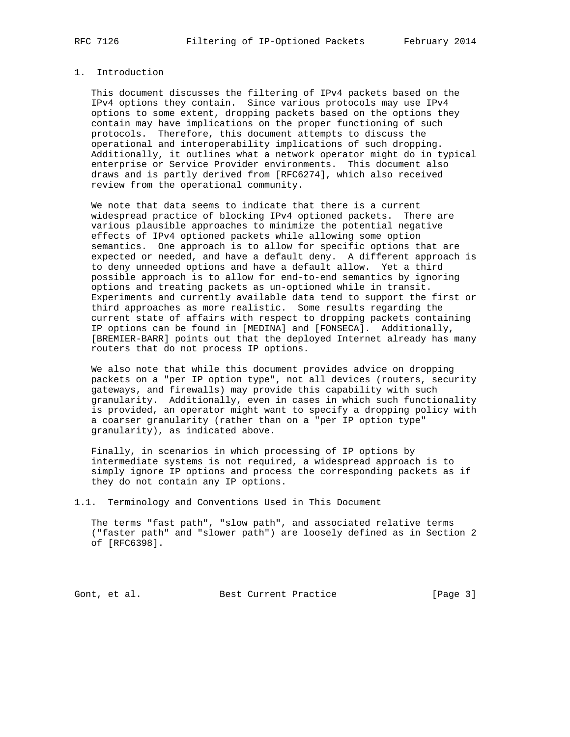# 1. Introduction

This document discusses the filtering of IPv4 packets based on the IPv4 options they contain. Since various protocols may use IPv4 options to some extent, dropping packets based on the options they contain may have implications on the proper functioning of such protocols. Therefore, this document attempts to discuss the operational and interoperability implications of such dropping. Additionally, it outlines what a network operator might do in typical enterprise or Service Provider environments. This document also draws and is partly derived from [RFC6274], which also received review from the operational community.

We note that data seems to indicate that there is a current widespread practice of blocking IPv4 optioned packets. There are various plausible approaches to minimize the potential negative effects of IPv4 optioned packets while allowing some option semantics. One approach is to allow for specific options that are expected or needed, and have a default deny. A different approach is to deny unneeded options and have a default allow. Yet a third possible approach is to allow for end-to-end semantics by ignoring options and treating packets as un-optioned while in transit. Experiments and currently available data tend to support the first or third approaches as more realistic. Some results regarding the current state of affairs with respect to dropping packets containing IP options can be found in [MEDINA] and [FONSECA]. Additionally, [BREMIER-BARR] points out that the deployed Internet already has many routers that do not process IP options.

We also note that while this document provides advice on dropping packets on a "per IP option type", not all devices (routers, security gateways, and firewalls) may provide this capability with such granularity. Additionally, even in cases in which such functionality is provided, an operator might want to specify a dropping policy with a coarser granularity (rather than on a "per IP option type" granularity), as indicated above.

Finally, in scenarios in which processing of IP options by intermediate systems is not required, a widespread approach is to simply ignore IP options and process the corresponding packets as if they do not contain any IP options.

## 1.1. Terminology and Conventions Used in This Document

The terms "fast path", "slow path", and associated relative terms ("faster path" and "slower path") are loosely defined as in Section 2 of [RFC6398].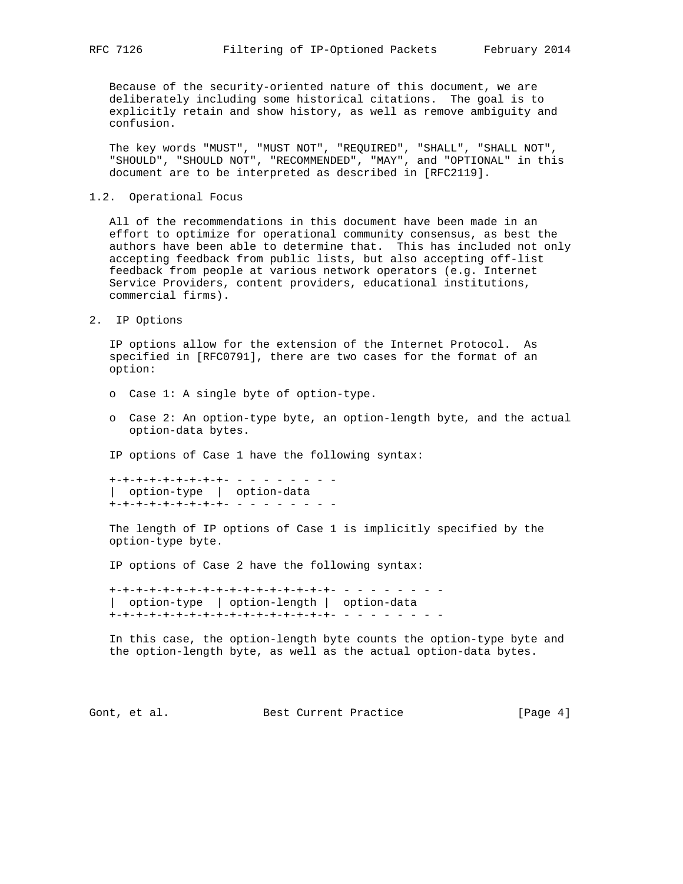Because of the security-oriented nature of this document, we are deliberately including some historical citations. The goal is to explicitly retain and show history, as well as remove ambiguity and confusion.

The key words "MUST", "MUST NOT", "REQUIRED", "SHALL", "SHALL NOT", "SHOULD", "SHOULD NOT", "RECOMMENDED", "MAY", and "OPTIONAL" in this document are to be interpreted as described in [RFC2119].

### 1.2. Operational Focus

All of the recommendations in this document have been made in an effort to optimize for operational community consensus, as best the authors have been able to determine that. This has included not only accepting feedback from public lists, but also accepting off-list feedback from people at various network operators (e.g. Internet Service Providers, content providers, educational institutions, commercial firms).

## 2. IP Options

IP options allow for the extension of the Internet Protocol. As specified in [RFC0791], there are two cases for the format of an option:

- Case 1: A single byte of option-type.
- Case 2: An option-type byte, an option-length byte, and the actual option-data bytes.

IP options of Case 1 have the following syntax:

```
+-+-+-+-+-+-+-+-+- - - - - - - - -
|  option-type  |  option-data
+-+-+-+-+-+-+-+-+- - - - - - - - -
```

The length of IP options of Case 1 is implicitly specified by the option-type byte.

IP options of Case 2 have the following syntax:

```
+-+-+-+-+-+-+-+-+-+-+-+-+-+-+-+-+- - - - - - - - -
|  option-type  | option-length |  option-data
+-+-+-+-+-+-+-+-+-+-+-+-+-+-+-+-+- - - - - - - - -
```

In this case, the option-length byte counts the option-type byte and the option-length byte, as well as the actual option-data bytes.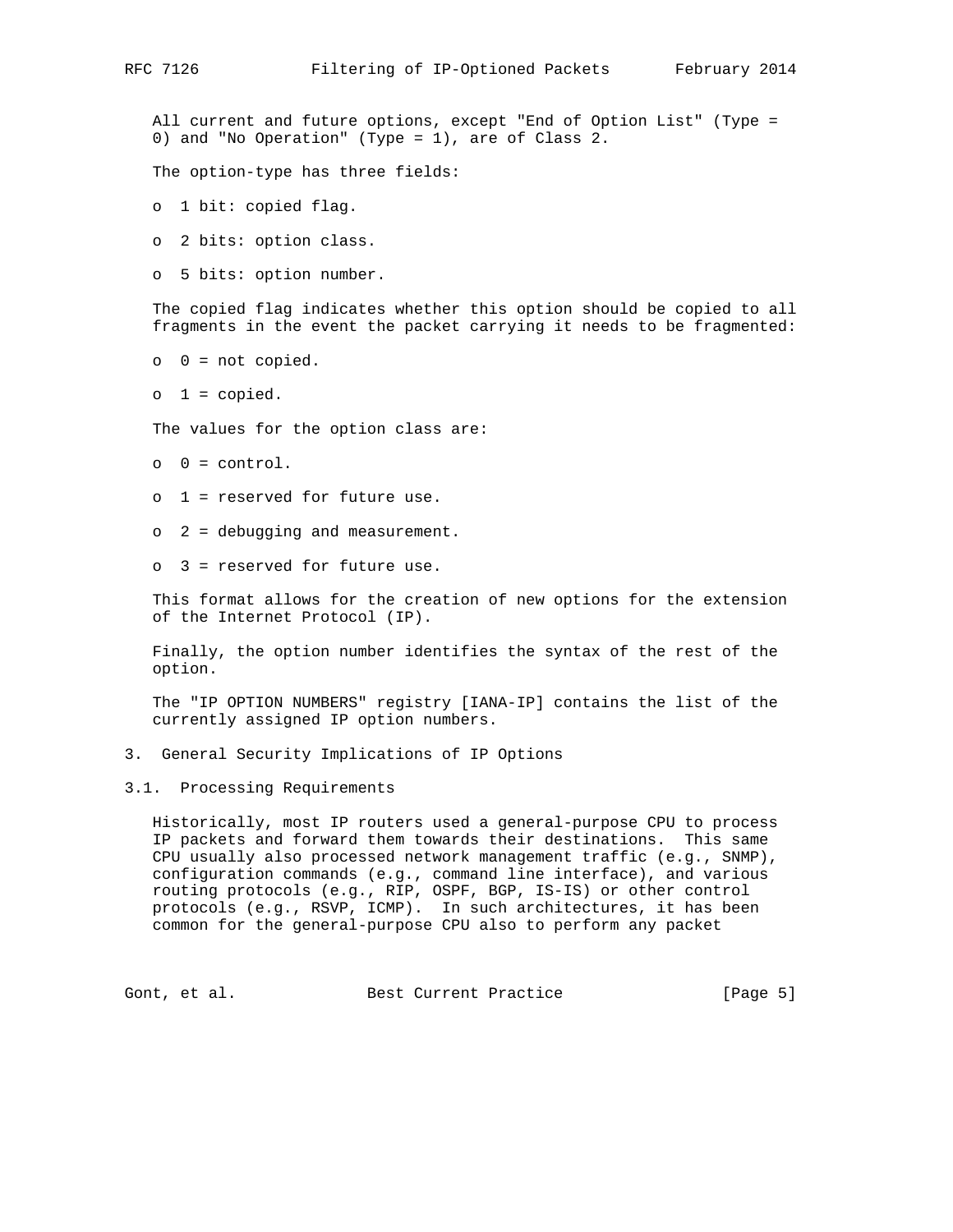All current and future options, except "End of Option List" (Type = 0) and "No Operation" (Type = 1), are of Class 2.

The option-type has three fields:

- 1 bit: copied flag.
- 2 bits: option class.
- 5 bits: option number.

The copied flag indicates whether this option should be copied to all fragments in the event the packet carrying it needs to be fragmented:

- 0 = not copied.
- 1 = copied.

The values for the option class are:

- 0 = control.
- 1 = reserved for future use.
- 2 = debugging and measurement.
- 3 = reserved for future use.

This format allows for the creation of new options for the extension of the Internet Protocol (IP).

Finally, the option number identifies the syntax of the rest of the option.

The "IP OPTION NUMBERS" registry [IANA-IP] contains the list of the currently assigned IP option numbers.

# 3. General Security Implications of IP Options

## 3.1. Processing Requirements

Historically, most IP routers used a general-purpose CPU to process IP packets and forward them towards their destinations. This same CPU usually also processed network management traffic (e.g., SNMP), configuration commands (e.g., command line interface), and various routing protocols (e.g., RIP, OSPF, BGP, IS-IS) or other control protocols (e.g., RSVP, ICMP). In such architectures, it has been common for the general-purpose CPU also to perform any packet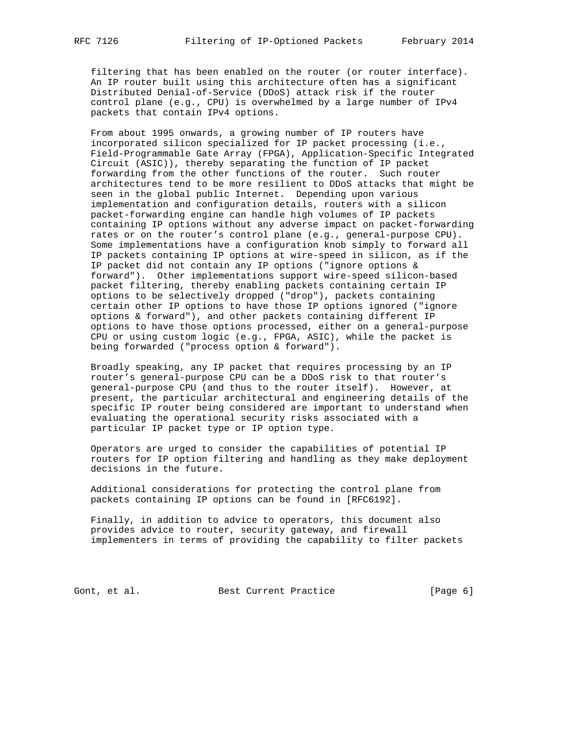filtering that has been enabled on the router (or router interface). An IP router built using this architecture often has a significant Distributed Denial-of-Service (DDoS) attack risk if the router control plane (e.g., CPU) is overwhelmed by a large number of IPv4 packets that contain IPv4 options.

From about 1995 onwards, a growing number of IP routers have incorporated silicon specialized for IP packet processing (i.e., Field-Programmable Gate Array (FPGA), Application-Specific Integrated Circuit (ASIC)), thereby separating the function of IP packet forwarding from the other functions of the router. Such router architectures tend to be more resilient to DDoS attacks that might be seen in the global public Internet. Depending upon various implementation and configuration details, routers with a silicon packet-forwarding engine can handle high volumes of IP packets containing IP options without any adverse impact on packet-forwarding rates or on the router's control plane (e.g., general-purpose CPU). Some implementations have a configuration knob simply to forward all IP packets containing IP options at wire-speed in silicon, as if the IP packet did not contain any IP options ("ignore options & forward"). Other implementations support wire-speed silicon-based packet filtering, thereby enabling packets containing certain IP options to be selectively dropped ("drop"), packets containing certain other IP options to have those IP options ignored ("ignore options & forward"), and other packets containing different IP options to have those options processed, either on a general-purpose CPU or using custom logic (e.g., FPGA, ASIC), while the packet is being forwarded ("process option & forward").

Broadly speaking, any IP packet that requires processing by an IP router's general-purpose CPU can be a DDoS risk to that router's general-purpose CPU (and thus to the router itself). However, at present, the particular architectural and engineering details of the specific IP router being considered are important to understand when evaluating the operational security risks associated with a particular IP packet type or IP option type.

Operators are urged to consider the capabilities of potential IP routers for IP option filtering and handling as they make deployment decisions in the future.

Additional considerations for protecting the control plane from packets containing IP options can be found in [RFC6192].

Finally, in addition to advice to operators, this document also provides advice to router, security gateway, and firewall implementers in terms of providing the capability to filter packets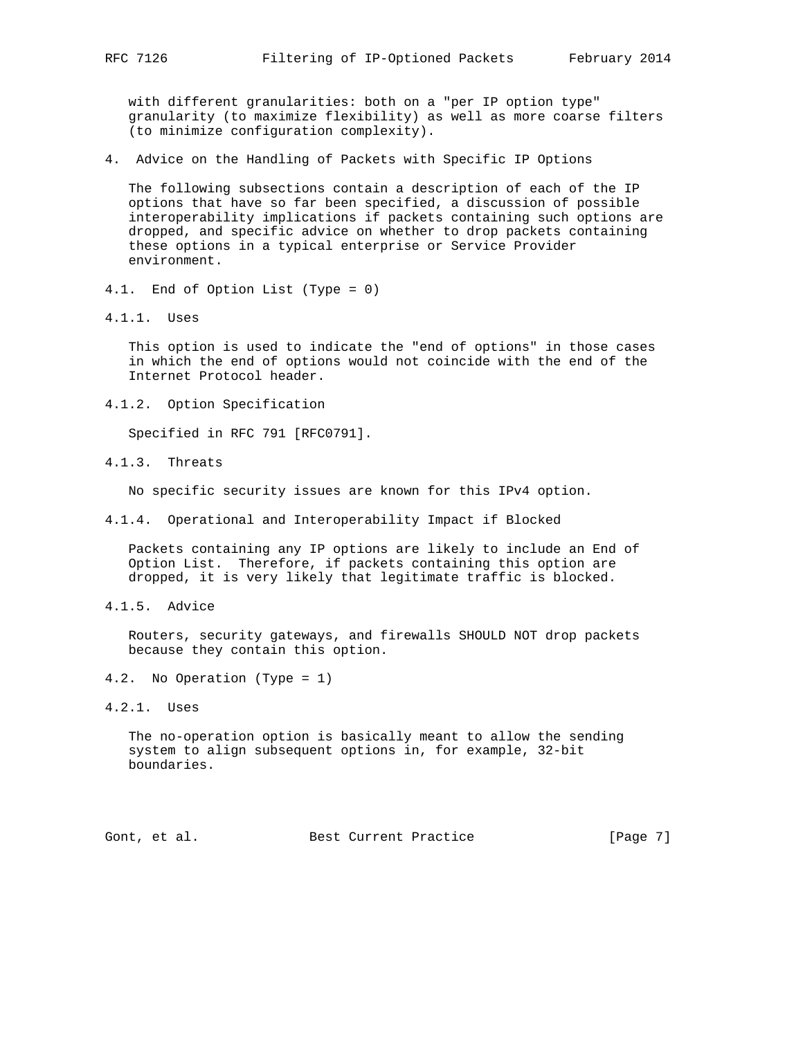with different granularities: both on a "per IP option type" granularity (to maximize flexibility) as well as more coarse filters (to minimize configuration complexity).

## 4. Advice on the Handling of Packets with Specific IP Options

The following subsections contain a description of each of the IP options that have so far been specified, a discussion of possible interoperability implications if packets containing such options are dropped, and specific advice on whether to drop packets containing these options in a typical enterprise or Service Provider environment.

### 4.1. End of Option List (Type = 0)

#### 4.1.1. Uses

This option is used to indicate the "end of options" in those cases in which the end of options would not coincide with the end of the Internet Protocol header.

#### 4.1.2. Option Specification

Specified in RFC 791 [RFC0791].

#### 4.1.3. Threats

No specific security issues are known for this IPv4 option.

#### 4.1.4. Operational and Interoperability Impact if Blocked

Packets containing any IP options are likely to include an End of Option List. Therefore, if packets containing this option are dropped, it is very likely that legitimate traffic is blocked.

#### 4.1.5. Advice

Routers, security gateways, and firewalls SHOULD NOT drop packets because they contain this option.

### 4.2. No Operation (Type = 1)

#### 4.2.1. Uses

The no-operation option is basically meant to allow the sending system to align subsequent options in, for example, 32-bit boundaries.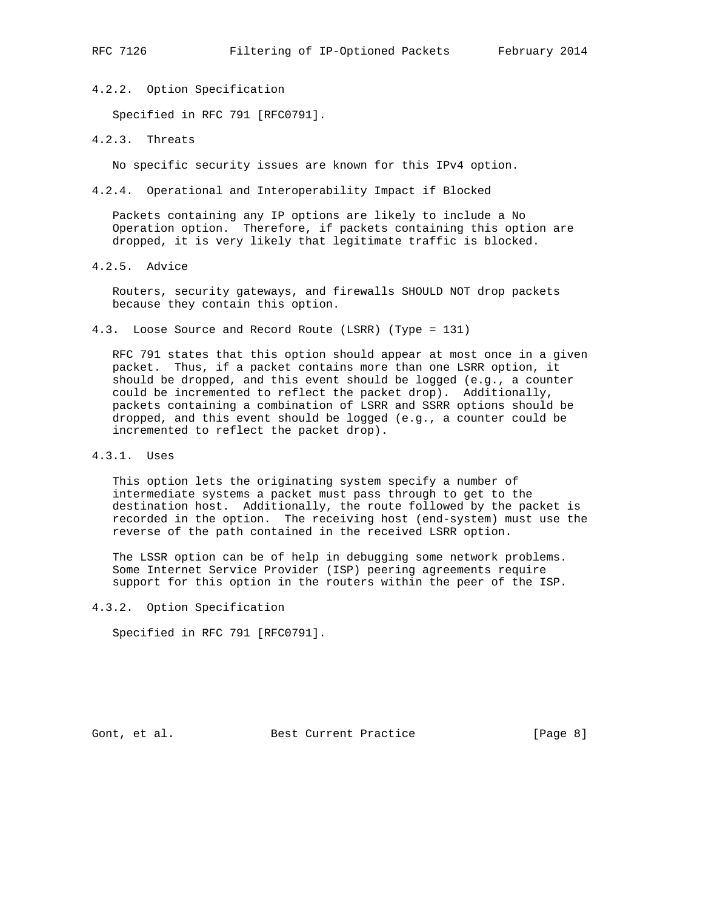#### 4.2.2. Option Specification

Specified in RFC 791 [RFC0791].

#### 4.2.3. Threats

No specific security issues are known for this IPv4 option.

#### 4.2.4. Operational and Interoperability Impact if Blocked

Packets containing any IP options are likely to include a No Operation option. Therefore, if packets containing this option are dropped, it is very likely that legitimate traffic is blocked.

#### 4.2.5. Advice

Routers, security gateways, and firewalls SHOULD NOT drop packets because they contain this option.

### 4.3. Loose Source and Record Route (LSRR) (Type = 131)

RFC 791 states that this option should appear at most once in a given packet. Thus, if a packet contains more than one LSRR option, it should be dropped, and this event should be logged (e.g., a counter could be incremented to reflect the packet drop). Additionally, packets containing a combination of LSRR and SSRR options should be dropped, and this event should be logged (e.g., a counter could be incremented to reflect the packet drop).

#### 4.3.1. Uses

This option lets the originating system specify a number of intermediate systems a packet must pass through to get to the destination host. Additionally, the route followed by the packet is recorded in the option. The receiving host (end-system) must use the reverse of the path contained in the received LSRR option.

The LSSR option can be of help in debugging some network problems. Some Internet Service Provider (ISP) peering agreements require support for this option in the routers within the peer of the ISP.

#### 4.3.2. Option Specification

Specified in RFC 791 [RFC0791].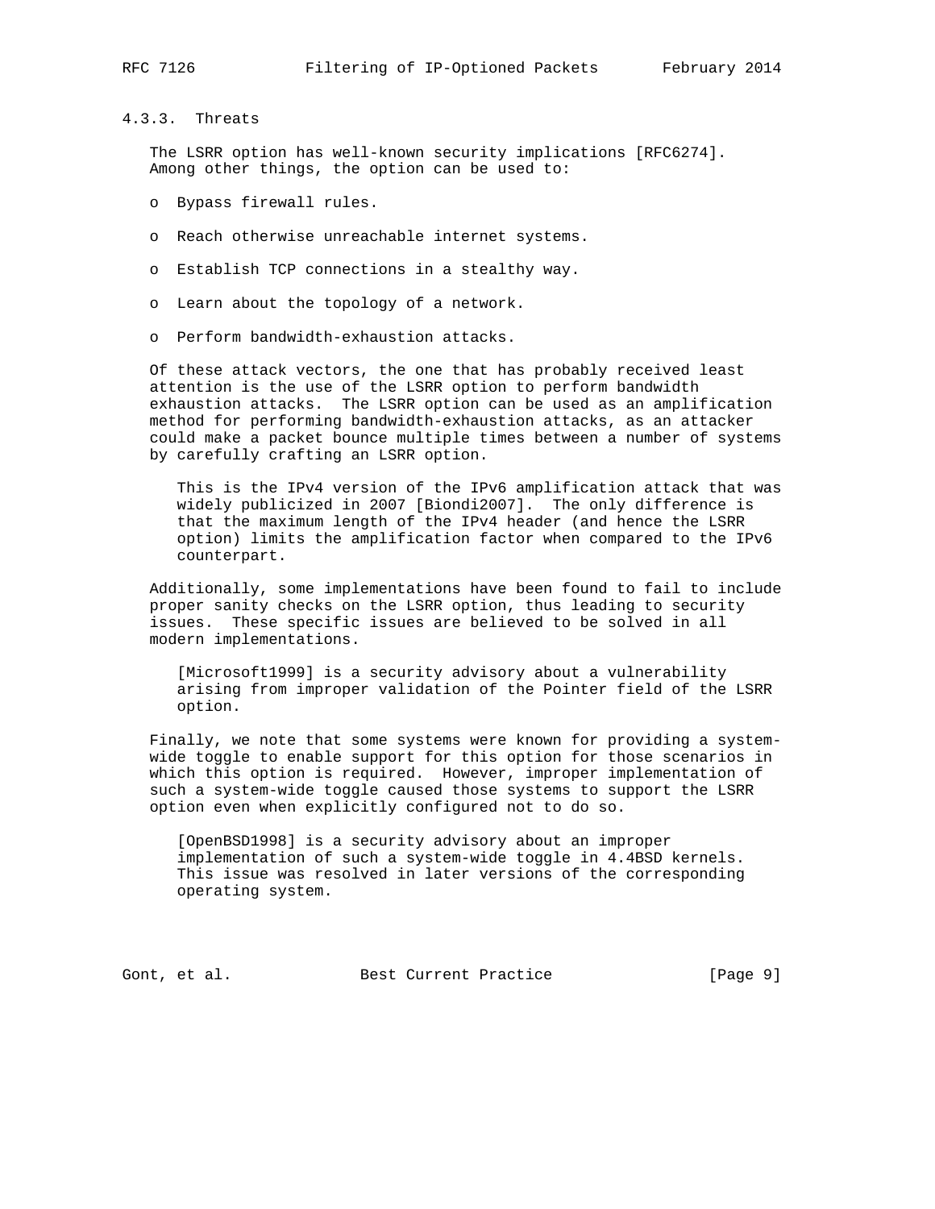#### 4.3.3. Threats

The LSRR option has well-known security implications [RFC6274]. Among other things, the option can be used to:

- Bypass firewall rules.
- Reach otherwise unreachable internet systems.
- Establish TCP connections in a stealthy way.
- Learn about the topology of a network.
- Perform bandwidth-exhaustion attacks.

Of these attack vectors, the one that has probably received least attention is the use of the LSRR option to perform bandwidth exhaustion attacks. The LSRR option can be used as an amplification method for performing bandwidth-exhaustion attacks, as an attacker could make a packet bounce multiple times between a number of systems by carefully crafting an LSRR option.

> This is the IPv4 version of the IPv6 amplification attack that was widely publicized in 2007 [Biondi2007]. The only difference is that the maximum length of the IPv4 header (and hence the LSRR option) limits the amplification factor when compared to the IPv6 counterpart.

Additionally, some implementations have been found to fail to include proper sanity checks on the LSRR option, thus leading to security issues. These specific issues are believed to be solved in all modern implementations.

> [Microsoft1999] is a security advisory about a vulnerability arising from improper validation of the Pointer field of the LSRR option.

Finally, we note that some systems were known for providing a system-wide toggle to enable support for this option for those scenarios in which this option is required. However, improper implementation of such a system-wide toggle caused those systems to support the LSRR option even when explicitly configured not to do so.

> [OpenBSD1998] is a security advisory about an improper implementation of such a system-wide toggle in 4.4BSD kernels. This issue was resolved in later versions of the corresponding operating system.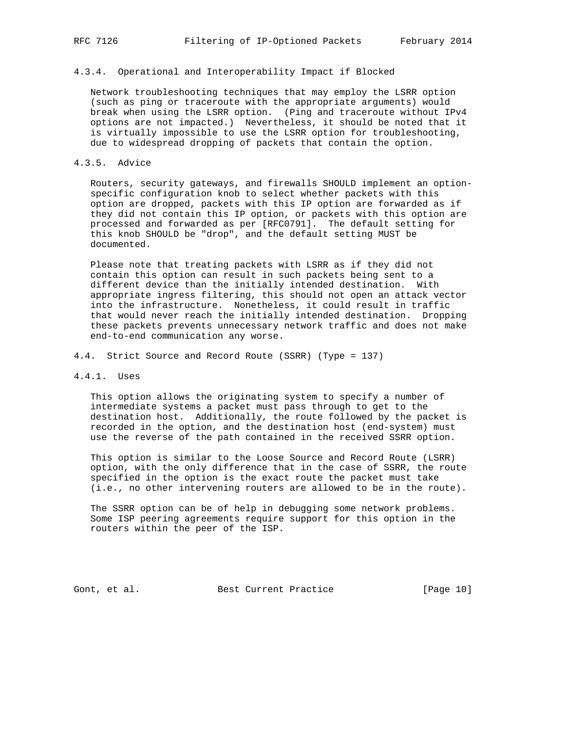#### 4.3.4. Operational and Interoperability Impact if Blocked

Network troubleshooting techniques that may employ the LSRR option (such as ping or traceroute with the appropriate arguments) would break when using the LSRR option. (Ping and traceroute without IPv4 options are not impacted.) Nevertheless, it should be noted that it is virtually impossible to use the LSRR option for troubleshooting, due to widespread dropping of packets that contain the option.

#### 4.3.5. Advice

Routers, security gateways, and firewalls SHOULD implement an option-specific configuration knob to select whether packets with this option are dropped, packets with this IP option are forwarded as if they did not contain this IP option, or packets with this option are processed and forwarded as per [RFC0791]. The default setting for this knob SHOULD be "drop", and the default setting MUST be documented.

Please note that treating packets with LSRR as if they did not contain this option can result in such packets being sent to a different device than the initially intended destination. With appropriate ingress filtering, this should not open an attack vector into the infrastructure. Nonetheless, it could result in traffic that would never reach the initially intended destination. Dropping these packets prevents unnecessary network traffic and does not make end-to-end communication any worse.

### 4.4. Strict Source and Record Route (SSRR) (Type = 137)

#### 4.4.1. Uses

This option allows the originating system to specify a number of intermediate systems a packet must pass through to get to the destination host. Additionally, the route followed by the packet is recorded in the option, and the destination host (end-system) must use the reverse of the path contained in the received SSRR option.

This option is similar to the Loose Source and Record Route (LSRR) option, with the only difference that in the case of SSRR, the route specified in the option is the exact route the packet must take (i.e., no other intervening routers are allowed to be in the route).

The SSRR option can be of help in debugging some network problems. Some ISP peering agreements require support for this option in the routers within the peer of the ISP.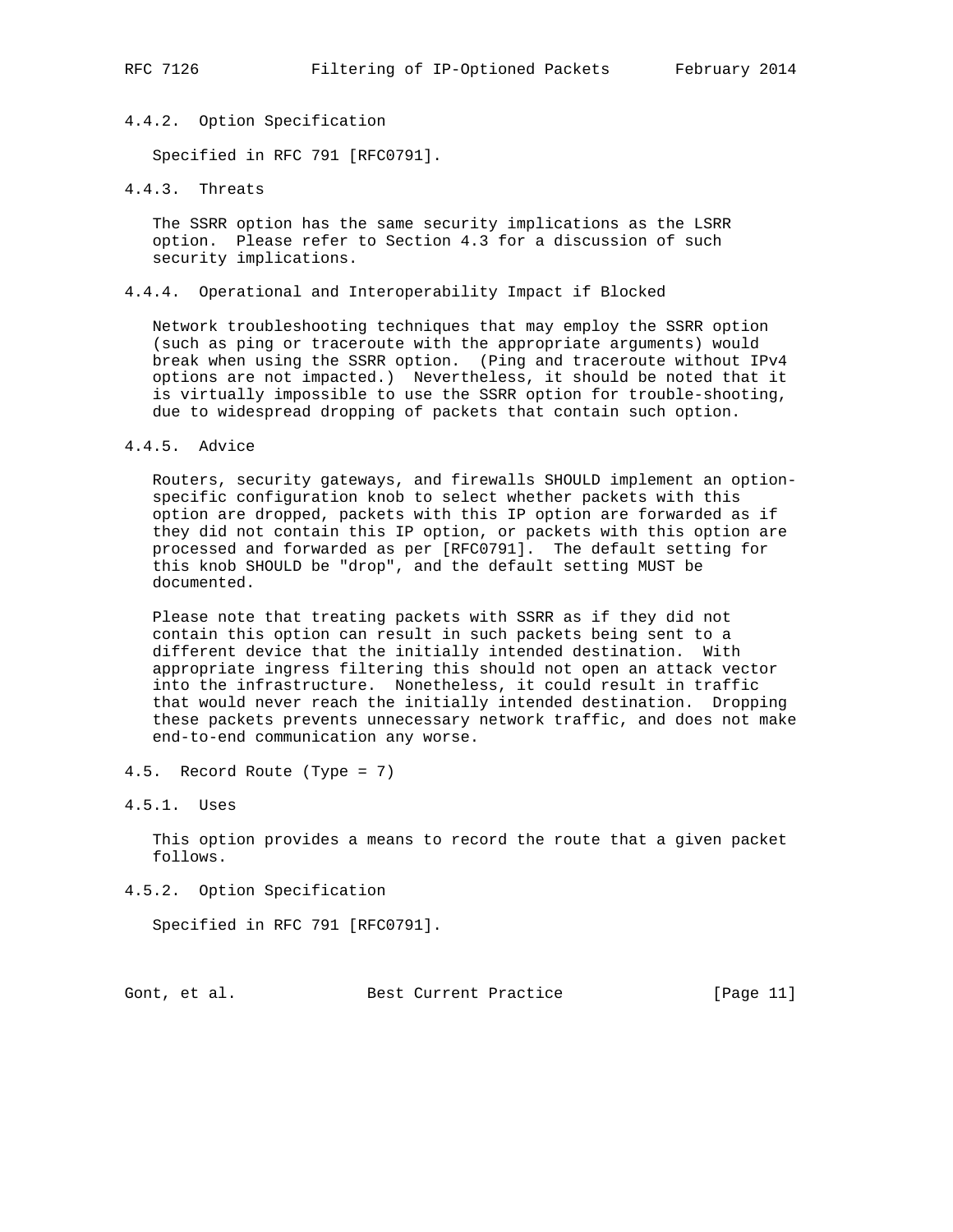#### 4.4.2. Option Specification

Specified in RFC 791 [RFC0791].

#### 4.4.3. Threats

The SSRR option has the same security implications as the LSRR option. Please refer to Section 4.3 for a discussion of such security implications.

#### 4.4.4. Operational and Interoperability Impact if Blocked

Network troubleshooting techniques that may employ the SSRR option (such as ping or traceroute with the appropriate arguments) would break when using the SSRR option. (Ping and traceroute without IPv4 options are not impacted.) Nevertheless, it should be noted that it is virtually impossible to use the SSRR option for trouble-shooting, due to widespread dropping of packets that contain such option.

#### 4.4.5. Advice

Routers, security gateways, and firewalls SHOULD implement an option-specific configuration knob to select whether packets with this option are dropped, packets with this IP option are forwarded as if they did not contain this IP option, or packets with this option are processed and forwarded as per [RFC0791]. The default setting for this knob SHOULD be "drop", and the default setting MUST be documented.

Please note that treating packets with SSRR as if they did not contain this option can result in such packets being sent to a different device that the initially intended destination. With appropriate ingress filtering this should not open an attack vector into the infrastructure. Nonetheless, it could result in traffic that would never reach the initially intended destination. Dropping these packets prevents unnecessary network traffic, and does not make end-to-end communication any worse.

### 4.5. Record Route (Type = 7)

#### 4.5.1. Uses

This option provides a means to record the route that a given packet follows.

#### 4.5.2. Option Specification

Specified in RFC 791 [RFC0791].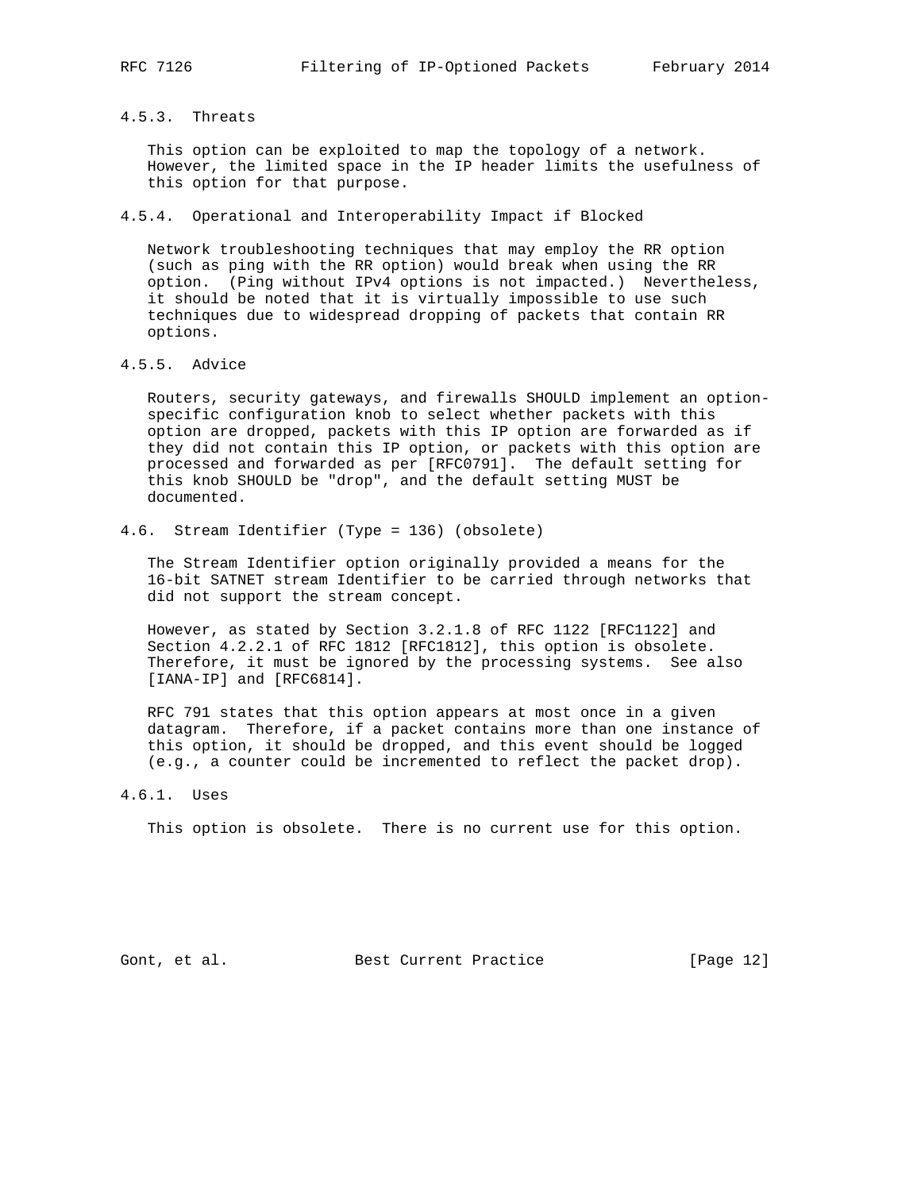#### 4.5.3. Threats

This option can be exploited to map the topology of a network. However, the limited space in the IP header limits the usefulness of this option for that purpose.

#### 4.5.4. Operational and Interoperability Impact if Blocked

Network troubleshooting techniques that may employ the RR option (such as ping with the RR option) would break when using the RR option. (Ping without IPv4 options is not impacted.) Nevertheless, it should be noted that it is virtually impossible to use such techniques due to widespread dropping of packets that contain RR options.

#### 4.5.5. Advice

Routers, security gateways, and firewalls SHOULD implement an option-specific configuration knob to select whether packets with this option are dropped, packets with this IP option are forwarded as if they did not contain this IP option, or packets with this option are processed and forwarded as per [RFC0791]. The default setting for this knob SHOULD be "drop", and the default setting MUST be documented.

### 4.6. Stream Identifier (Type = 136) (obsolete)

The Stream Identifier option originally provided a means for the 16-bit SATNET stream Identifier to be carried through networks that did not support the stream concept.

However, as stated by Section 3.2.1.8 of RFC 1122 [RFC1122] and Section 4.2.2.1 of RFC 1812 [RFC1812], this option is obsolete. Therefore, it must be ignored by the processing systems. See also [IANA-IP] and [RFC6814].

RFC 791 states that this option appears at most once in a given datagram. Therefore, if a packet contains more than one instance of this option, it should be dropped, and this event should be logged (e.g., a counter could be incremented to reflect the packet drop).

#### 4.6.1. Uses

This option is obsolete. There is no current use for this option.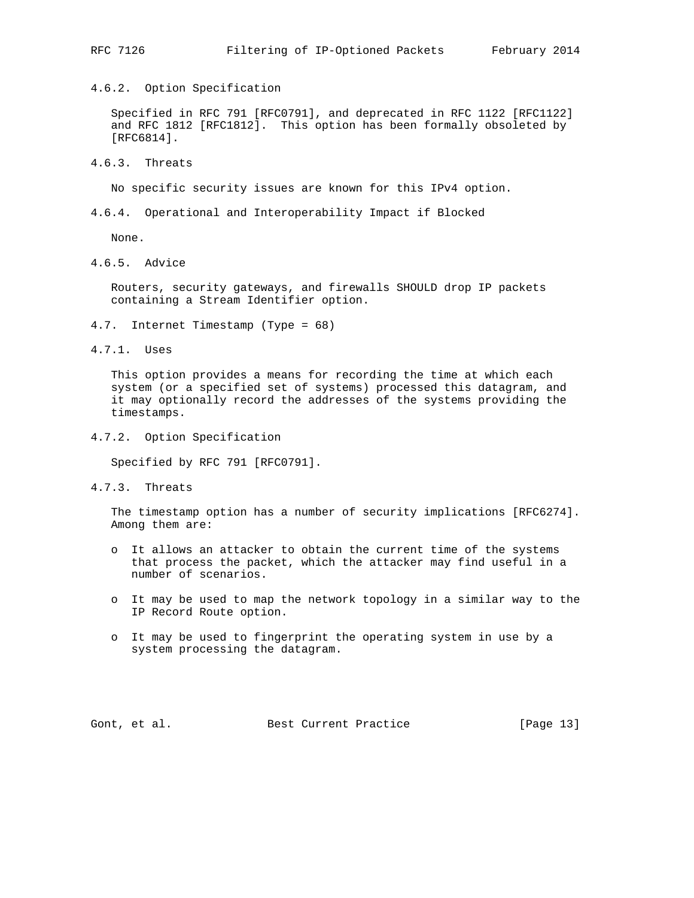#### 4.6.2. Option Specification

Specified in RFC 791 [RFC0791], and deprecated in RFC 1122 [RFC1122] and RFC 1812 [RFC1812]. This option has been formally obsoleted by [RFC6814].

#### 4.6.3. Threats

No specific security issues are known for this IPv4 option.

#### 4.6.4. Operational and Interoperability Impact if Blocked

None.

#### 4.6.5. Advice

Routers, security gateways, and firewalls SHOULD drop IP packets containing a Stream Identifier option.

### 4.7. Internet Timestamp (Type = 68)

#### 4.7.1. Uses

This option provides a means for recording the time at which each system (or a specified set of systems) processed this datagram, and it may optionally record the addresses of the systems providing the timestamps.

#### 4.7.2. Option Specification

Specified by RFC 791 [RFC0791].

#### 4.7.3. Threats

The timestamp option has a number of security implications [RFC6274]. Among them are:

- It allows an attacker to obtain the current time of the systems that process the packet, which the attacker may find useful in a number of scenarios.
- It may be used to map the network topology in a similar way to the IP Record Route option.
- It may be used to fingerprint the operating system in use by a system processing the datagram.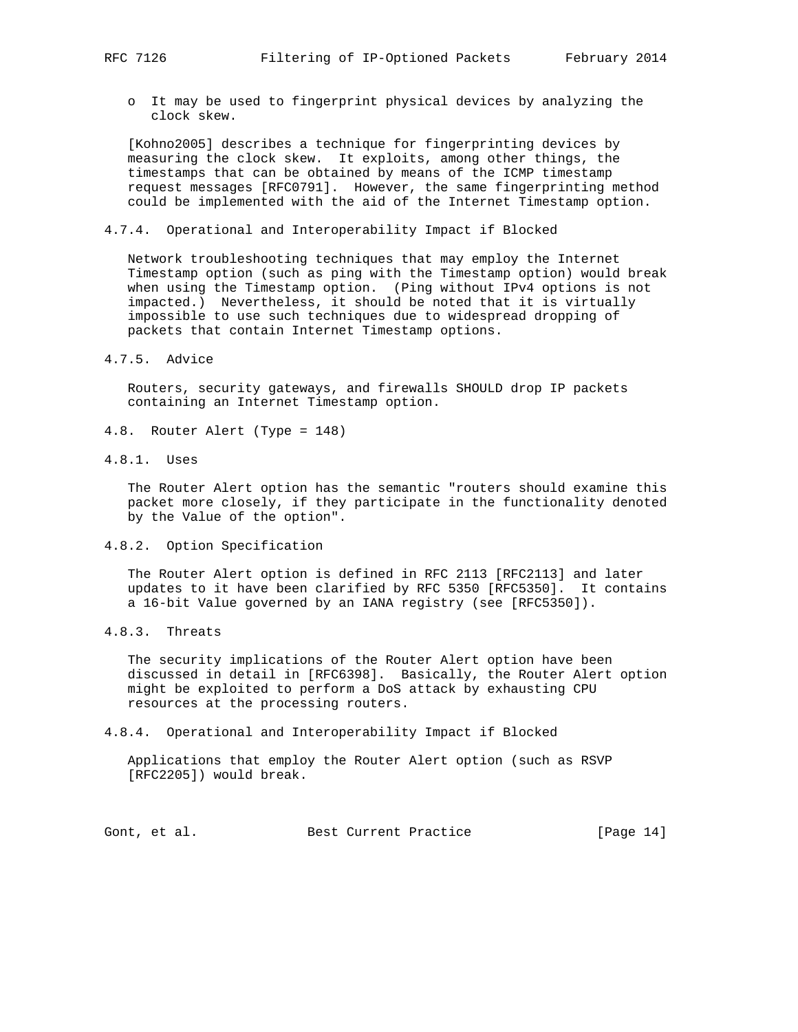- It may be used to fingerprint physical devices by analyzing the clock skew.

[Kohno2005] describes a technique for fingerprinting devices by measuring the clock skew. It exploits, among other things, the timestamps that can be obtained by means of the ICMP timestamp request messages [RFC0791]. However, the same fingerprinting method could be implemented with the aid of the Internet Timestamp option.

#### 4.7.4. Operational and Interoperability Impact if Blocked

Network troubleshooting techniques that may employ the Internet Timestamp option (such as ping with the Timestamp option) would break when using the Timestamp option. (Ping without IPv4 options is not impacted.) Nevertheless, it should be noted that it is virtually impossible to use such techniques due to widespread dropping of packets that contain Internet Timestamp options.

#### 4.7.5. Advice

Routers, security gateways, and firewalls SHOULD drop IP packets containing an Internet Timestamp option.

### 4.8. Router Alert (Type = 148)

#### 4.8.1. Uses

The Router Alert option has the semantic "routers should examine this packet more closely, if they participate in the functionality denoted by the Value of the option".

#### 4.8.2. Option Specification

The Router Alert option is defined in RFC 2113 [RFC2113] and later updates to it have been clarified by RFC 5350 [RFC5350]. It contains a 16-bit Value governed by an IANA registry (see [RFC5350]).

#### 4.8.3. Threats

The security implications of the Router Alert option have been discussed in detail in [RFC6398]. Basically, the Router Alert option might be exploited to perform a DoS attack by exhausting CPU resources at the processing routers.

#### 4.8.4. Operational and Interoperability Impact if Blocked

Applications that employ the Router Alert option (such as RSVP [RFC2205]) would break.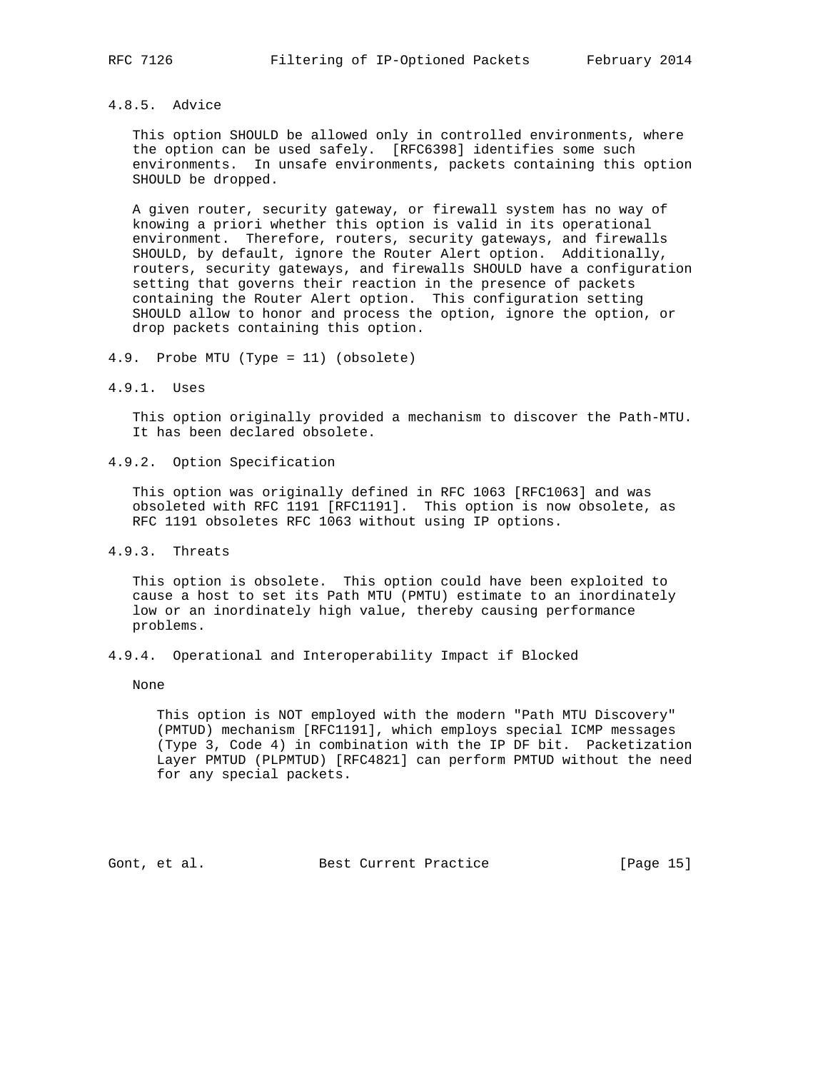#### 4.8.5. Advice

This option SHOULD be allowed only in controlled environments, where the option can be used safely. [RFC6398] identifies some such environments. In unsafe environments, packets containing this option SHOULD be dropped.

A given router, security gateway, or firewall system has no way of knowing a priori whether this option is valid in its operational environment. Therefore, routers, security gateways, and firewalls SHOULD, by default, ignore the Router Alert option. Additionally, routers, security gateways, and firewalls SHOULD have a configuration setting that governs their reaction in the presence of packets containing the Router Alert option. This configuration setting SHOULD allow to honor and process the option, ignore the option, or drop packets containing this option.

### 4.9. Probe MTU (Type = 11) (obsolete)

#### 4.9.1. Uses

This option originally provided a mechanism to discover the Path-MTU. It has been declared obsolete.

#### 4.9.2. Option Specification

This option was originally defined in RFC 1063 [RFC1063] and was obsoleted with RFC 1191 [RFC1191]. This option is now obsolete, as RFC 1191 obsoletes RFC 1063 without using IP options.

#### 4.9.3. Threats

This option is obsolete. This option could have been exploited to cause a host to set its Path MTU (PMTU) estimate to an inordinately low or an inordinately high value, thereby causing performance problems.

#### 4.9.4. Operational and Interoperability Impact if Blocked

None

> This option is NOT employed with the modern "Path MTU Discovery" (PMTUD) mechanism [RFC1191], which employs special ICMP messages (Type 3, Code 4) in combination with the IP DF bit. Packetization Layer PMTUD (PLPMTUD) [RFC4821] can perform PMTUD without the need for any special packets.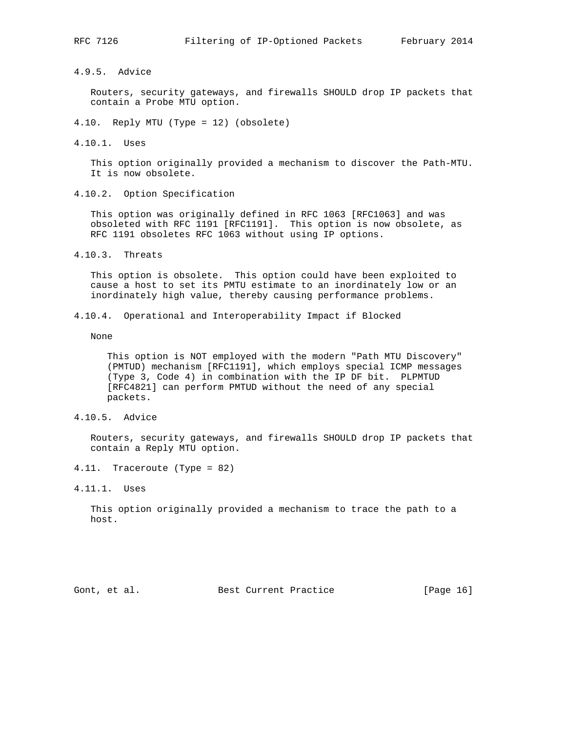#### 4.9.5. Advice

Routers, security gateways, and firewalls SHOULD drop IP packets that contain a Probe MTU option.

### 4.10. Reply MTU (Type = 12) (obsolete)

#### 4.10.1. Uses

This option originally provided a mechanism to discover the Path-MTU. It is now obsolete.

#### 4.10.2. Option Specification

This option was originally defined in RFC 1063 [RFC1063] and was obsoleted with RFC 1191 [RFC1191]. This option is now obsolete, as RFC 1191 obsoletes RFC 1063 without using IP options.

#### 4.10.3. Threats

This option is obsolete. This option could have been exploited to cause a host to set its PMTU estimate to an inordinately low or an inordinately high value, thereby causing performance problems.

#### 4.10.4. Operational and Interoperability Impact if Blocked

None

> This option is NOT employed with the modern "Path MTU Discovery" (PMTUD) mechanism [RFC1191], which employs special ICMP messages (Type 3, Code 4) in combination with the IP DF bit. PLPMTUD [RFC4821] can perform PMTUD without the need of any special packets.

#### 4.10.5. Advice

Routers, security gateways, and firewalls SHOULD drop IP packets that contain a Reply MTU option.

### 4.11. Traceroute (Type = 82)

#### 4.11.1. Uses

This option originally provided a mechanism to trace the path to a host.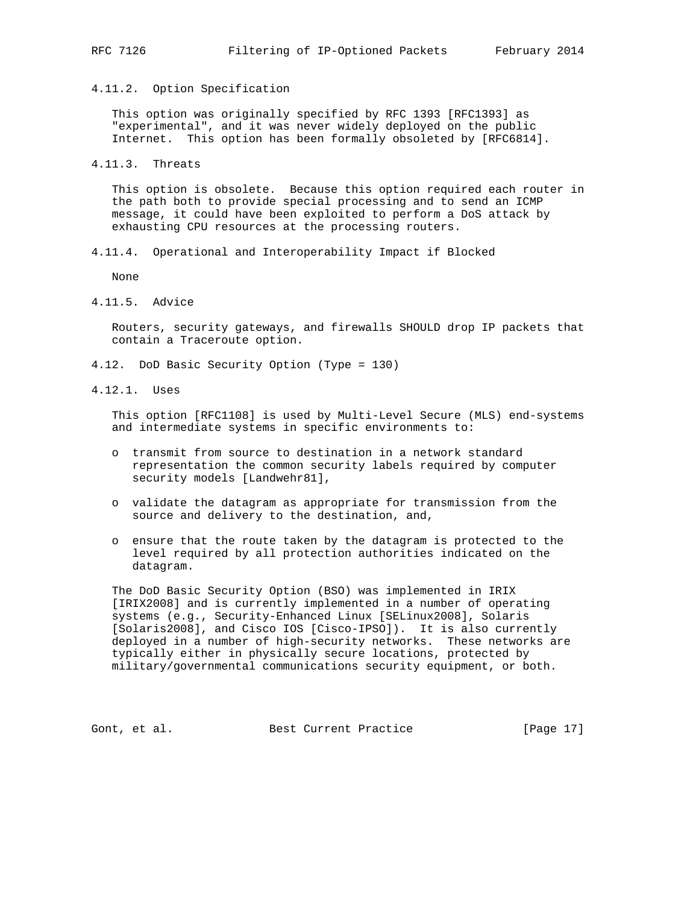#### 4.11.2. Option Specification

This option was originally specified by RFC 1393 [RFC1393] as "experimental", and it was never widely deployed on the public Internet. This option has been formally obsoleted by [RFC6814].

#### 4.11.3. Threats

This option is obsolete. Because this option required each router in the path both to provide special processing and to send an ICMP message, it could have been exploited to perform a DoS attack by exhausting CPU resources at the processing routers.

#### 4.11.4. Operational and Interoperability Impact if Blocked

None

#### 4.11.5. Advice

Routers, security gateways, and firewalls SHOULD drop IP packets that contain a Traceroute option.

### 4.12. DoD Basic Security Option (Type = 130)

#### 4.12.1. Uses

This option [RFC1108] is used by Multi-Level Secure (MLS) end-systems and intermediate systems in specific environments to:

- transmit from source to destination in a network standard representation the common security labels required by computer security models [Landwehr81],
- validate the datagram as appropriate for transmission from the source and delivery to the destination, and,
- ensure that the route taken by the datagram is protected to the level required by all protection authorities indicated on the datagram.

The DoD Basic Security Option (BSO) was implemented in IRIX [IRIX2008] and is currently implemented in a number of operating systems (e.g., Security-Enhanced Linux [SELinux2008], Solaris [Solaris2008], and Cisco IOS [Cisco-IPSO]). It is also currently deployed in a number of high-security networks. These networks are typically either in physically secure locations, protected by military/governmental communications security equipment, or both.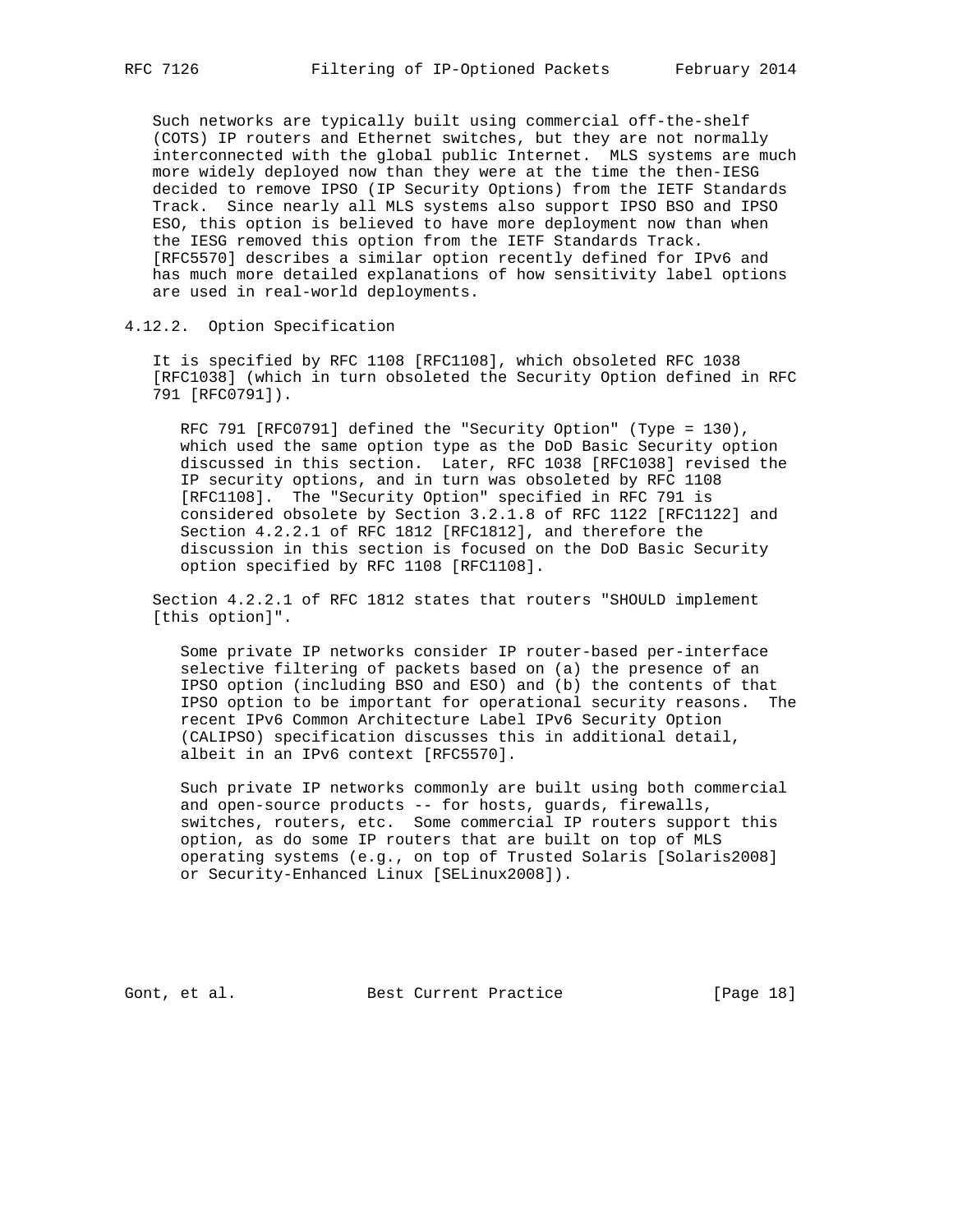Such networks are typically built using commercial off-the-shelf (COTS) IP routers and Ethernet switches, but they are not normally interconnected with the global public Internet. MLS systems are much more widely deployed now than they were at the time the then-IESG decided to remove IPSO (IP Security Options) from the IETF Standards Track. Since nearly all MLS systems also support IPSO BSO and IPSO ESO, this option is believed to have more deployment now than when the IESG removed this option from the IETF Standards Track. [RFC5570] describes a similar option recently defined for IPv6 and has much more detailed explanations of how sensitivity label options are used in real-world deployments.

#### 4.12.2. Option Specification

It is specified by RFC 1108 [RFC1108], which obsoleted RFC 1038 [RFC1038] (which in turn obsoleted the Security Option defined in RFC 791 [RFC0791]).

> RFC 791 [RFC0791] defined the "Security Option" (Type = 130), which used the same option type as the DoD Basic Security option discussed in this section. Later, RFC 1038 [RFC1038] revised the IP security options, and in turn was obsoleted by RFC 1108 [RFC1108]. The "Security Option" specified in RFC 791 is considered obsolete by Section 3.2.1.8 of RFC 1122 [RFC1122] and Section 4.2.2.1 of RFC 1812 [RFC1812], and therefore the discussion in this section is focused on the DoD Basic Security option specified by RFC 1108 [RFC1108].

Section 4.2.2.1 of RFC 1812 states that routers "SHOULD implement [this option]".

> Some private IP networks consider IP router-based per-interface selective filtering of packets based on (a) the presence of an IPSO option (including BSO and ESO) and (b) the contents of that IPSO option to be important for operational security reasons. The recent IPv6 Common Architecture Label IPv6 Security Option (CALIPSO) specification discusses this in additional detail, albeit in an IPv6 context [RFC5570].
>
> Such private IP networks commonly are built using both commercial and open-source products -- for hosts, guards, firewalls, switches, routers, etc. Some commercial IP routers support this option, as do some IP routers that are built on top of MLS operating systems (e.g., on top of Trusted Solaris [Solaris2008] or Security-Enhanced Linux [SELinux2008]).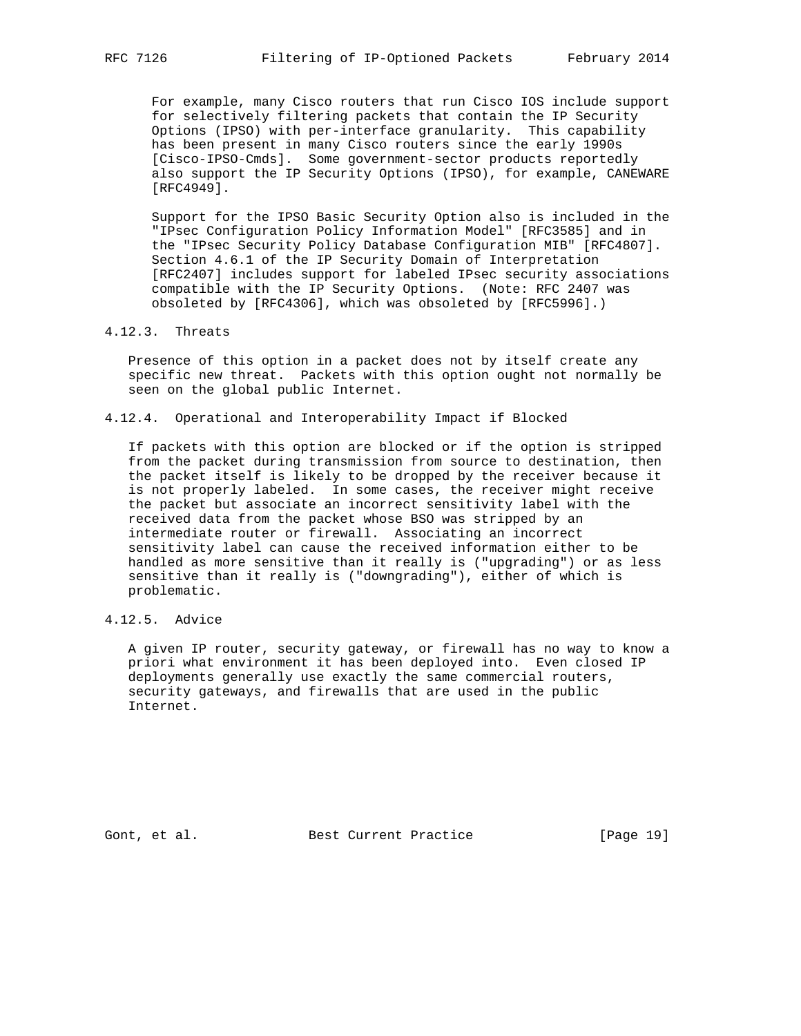For example, many Cisco routers that run Cisco IOS include support for selectively filtering packets that contain the IP Security Options (IPSO) with per-interface granularity. This capability has been present in many Cisco routers since the early 1990s [Cisco-IPSO-Cmds]. Some government-sector products reportedly also support the IP Security Options (IPSO), for example, CANEWARE [RFC4949].

Support for the IPSO Basic Security Option also is included in the "IPsec Configuration Policy Information Model" [RFC3585] and in the "IPsec Security Policy Database Configuration MIB" [RFC4807]. Section 4.6.1 of the IP Security Domain of Interpretation [RFC2407] includes support for labeled IPsec security associations compatible with the IP Security Options. (Note: RFC 2407 was obsoleted by [RFC4306], which was obsoleted by [RFC5996].)

#### 4.12.3. Threats

Presence of this option in a packet does not by itself create any specific new threat. Packets with this option ought not normally be seen on the global public Internet.

#### 4.12.4. Operational and Interoperability Impact if Blocked

If packets with this option are blocked or if the option is stripped from the packet during transmission from source to destination, then the packet itself is likely to be dropped by the receiver because it is not properly labeled. In some cases, the receiver might receive the packet but associate an incorrect sensitivity label with the received data from the packet whose BSO was stripped by an intermediate router or firewall. Associating an incorrect sensitivity label can cause the received information either to be handled as more sensitive than it really is ("upgrading") or as less sensitive than it really is ("downgrading"), either of which is problematic.

#### 4.12.5. Advice

A given IP router, security gateway, or firewall has no way to know a priori what environment it has been deployed into. Even closed IP deployments generally use exactly the same commercial routers, security gateways, and firewalls that are used in the public Internet.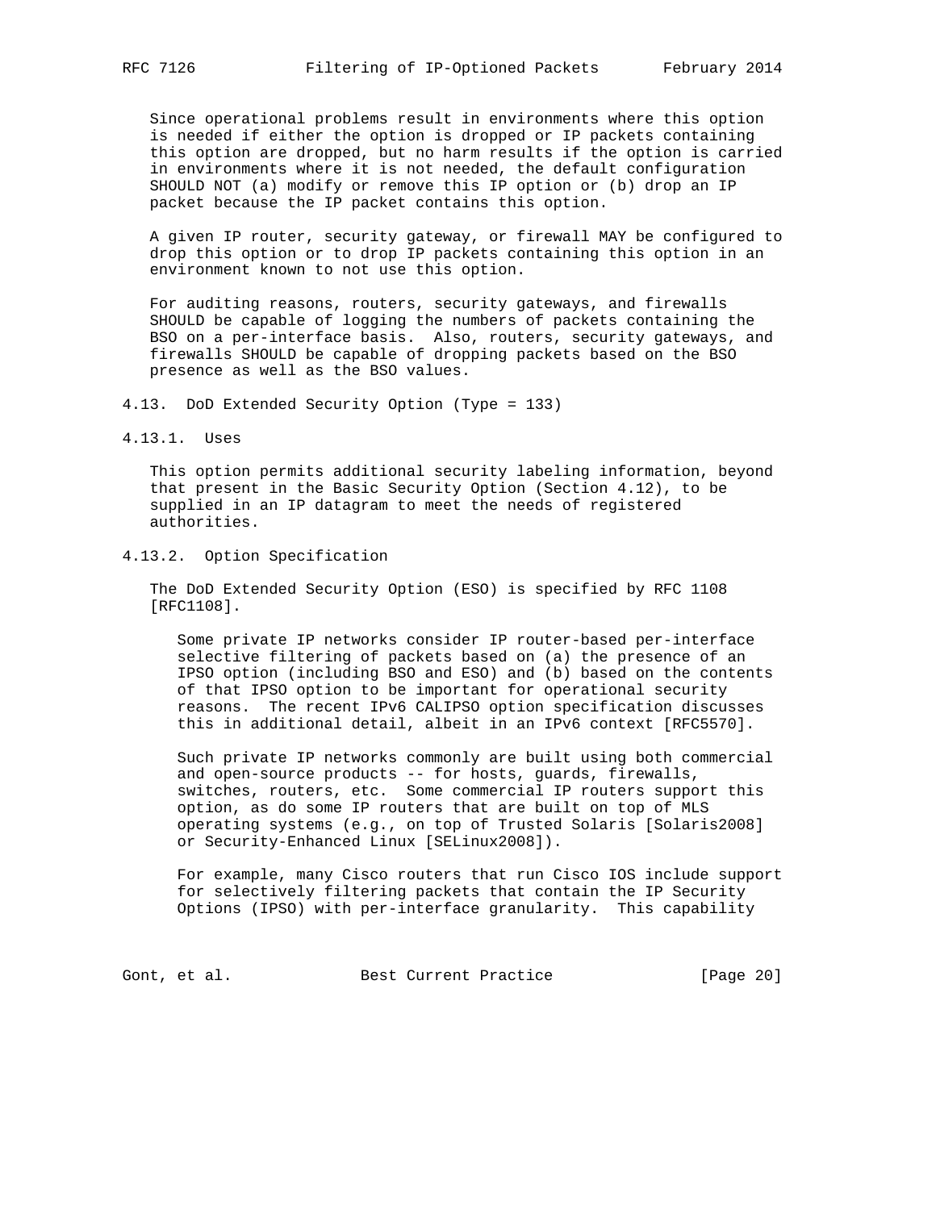Since operational problems result in environments where this option is needed if either the option is dropped or IP packets containing this option are dropped, but no harm results if the option is carried in environments where it is not needed, the default configuration SHOULD NOT (a) modify or remove this IP option or (b) drop an IP packet because the IP packet contains this option.

A given IP router, security gateway, or firewall MAY be configured to drop this option or to drop IP packets containing this option in an environment known to not use this option.

For auditing reasons, routers, security gateways, and firewalls SHOULD be capable of logging the numbers of packets containing the BSO on a per-interface basis. Also, routers, security gateways, and firewalls SHOULD be capable of dropping packets based on the BSO presence as well as the BSO values.

### 4.13. DoD Extended Security Option (Type = 133)

#### 4.13.1. Uses

This option permits additional security labeling information, beyond that present in the Basic Security Option (Section 4.12), to be supplied in an IP datagram to meet the needs of registered authorities.

#### 4.13.2. Option Specification

The DoD Extended Security Option (ESO) is specified by RFC 1108 [RFC1108].

> Some private IP networks consider IP router-based per-interface selective filtering of packets based on (a) the presence of an IPSO option (including BSO and ESO) and (b) based on the contents of that IPSO option to be important for operational security reasons. The recent IPv6 CALIPSO option specification discusses this in additional detail, albeit in an IPv6 context [RFC5570].
>
> Such private IP networks commonly are built using both commercial and open-source products -- for hosts, guards, firewalls, switches, routers, etc. Some commercial IP routers support this option, as do some IP routers that are built on top of MLS operating systems (e.g., on top of Trusted Solaris [Solaris2008] or Security-Enhanced Linux [SELinux2008]).
>
> For example, many Cisco routers that run Cisco IOS include support for selectively filtering packets that contain the IP Security Options (IPSO) with per-interface granularity. This capability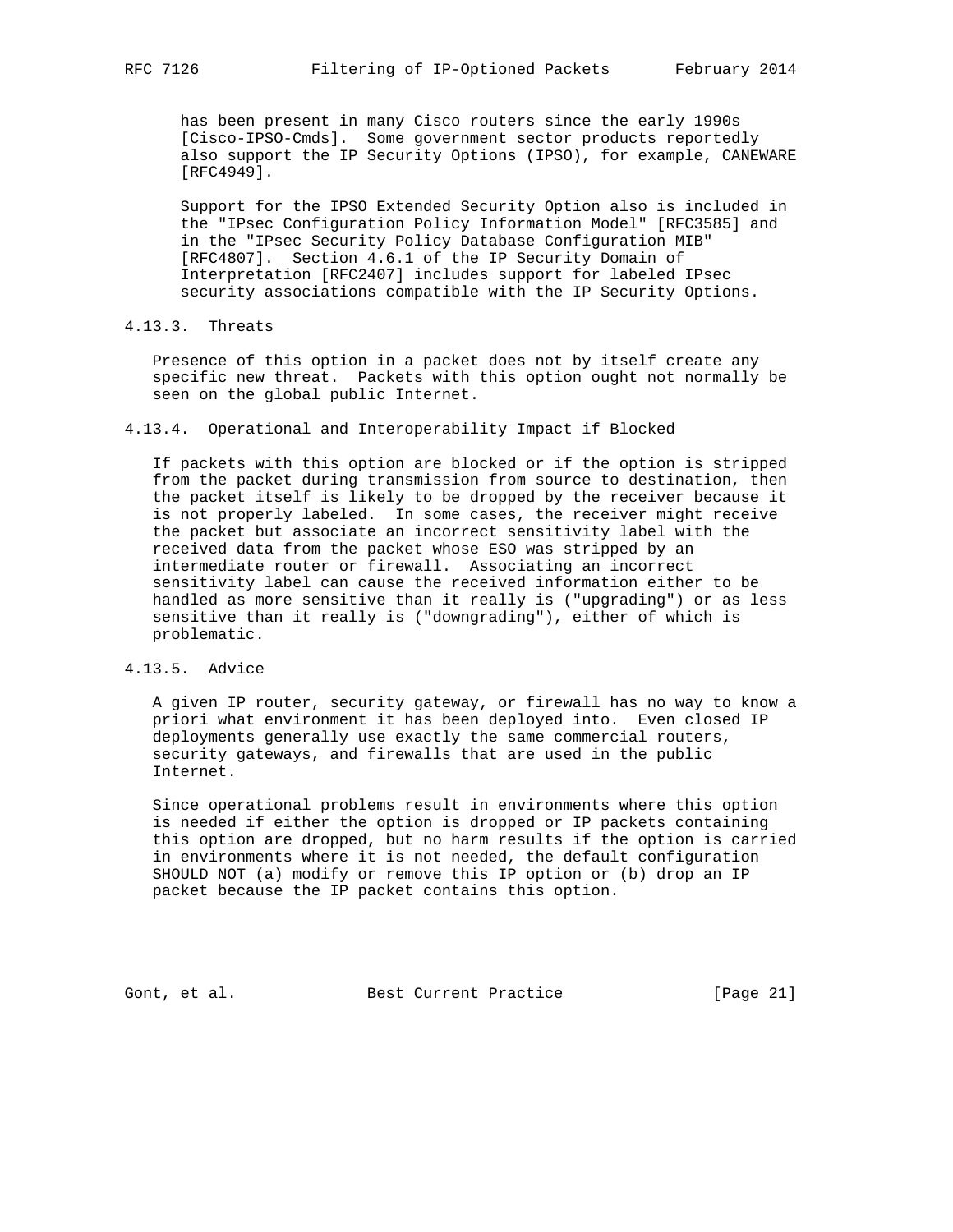has been present in many Cisco routers since the early 1990s [Cisco-IPSO-Cmds]. Some government sector products reportedly also support the IP Security Options (IPSO), for example, CANEWARE [RFC4949].

Support for the IPSO Extended Security Option also is included in the "IPsec Configuration Policy Information Model" [RFC3585] and in the "IPsec Security Policy Database Configuration MIB" [RFC4807]. Section 4.6.1 of the IP Security Domain of Interpretation [RFC2407] includes support for labeled IPsec security associations compatible with the IP Security Options.

#### 4.13.3. Threats

Presence of this option in a packet does not by itself create any specific new threat. Packets with this option ought not normally be seen on the global public Internet.

#### 4.13.4. Operational and Interoperability Impact if Blocked

If packets with this option are blocked or if the option is stripped from the packet during transmission from source to destination, then the packet itself is likely to be dropped by the receiver because it is not properly labeled. In some cases, the receiver might receive the packet but associate an incorrect sensitivity label with the received data from the packet whose ESO was stripped by an intermediate router or firewall. Associating an incorrect sensitivity label can cause the received information either to be handled as more sensitive than it really is ("upgrading") or as less sensitive than it really is ("downgrading"), either of which is problematic.

#### 4.13.5. Advice

A given IP router, security gateway, or firewall has no way to know a priori what environment it has been deployed into. Even closed IP deployments generally use exactly the same commercial routers, security gateways, and firewalls that are used in the public Internet.

Since operational problems result in environments where this option is needed if either the option is dropped or IP packets containing this option are dropped, but no harm results if the option is carried in environments where it is not needed, the default configuration SHOULD NOT (a) modify or remove this IP option or (b) drop an IP packet because the IP packet contains this option.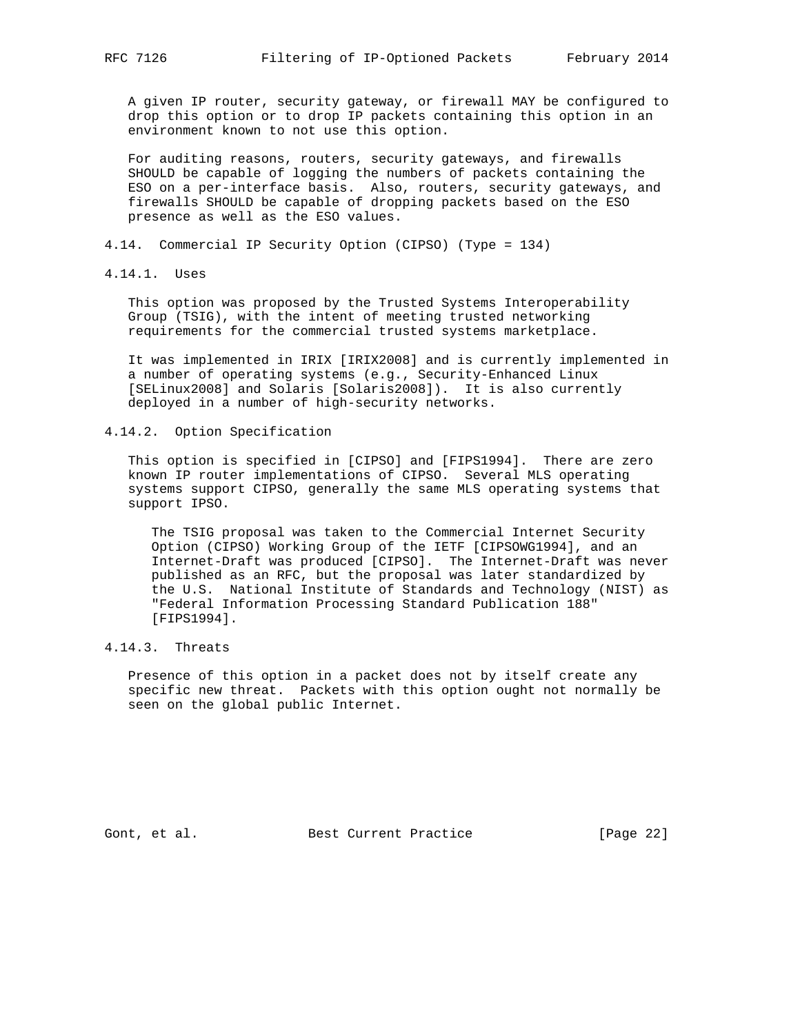A given IP router, security gateway, or firewall MAY be configured to drop this option or to drop IP packets containing this option in an environment known to not use this option.

For auditing reasons, routers, security gateways, and firewalls SHOULD be capable of logging the numbers of packets containing the ESO on a per-interface basis. Also, routers, security gateways, and firewalls SHOULD be capable of dropping packets based on the ESO presence as well as the ESO values.

### 4.14. Commercial IP Security Option (CIPSO) (Type = 134)

#### 4.14.1. Uses

This option was proposed by the Trusted Systems Interoperability Group (TSIG), with the intent of meeting trusted networking requirements for the commercial trusted systems marketplace.

It was implemented in IRIX [IRIX2008] and is currently implemented in a number of operating systems (e.g., Security-Enhanced Linux [SELinux2008] and Solaris [Solaris2008]). It is also currently deployed in a number of high-security networks.

#### 4.14.2. Option Specification

This option is specified in [CIPSO] and [FIPS1994]. There are zero known IP router implementations of CIPSO. Several MLS operating systems support CIPSO, generally the same MLS operating systems that support IPSO.

> The TSIG proposal was taken to the Commercial Internet Security Option (CIPSO) Working Group of the IETF [CIPSOWG1994], and an Internet-Draft was produced [CIPSO]. The Internet-Draft was never published as an RFC, but the proposal was later standardized by the U.S. National Institute of Standards and Technology (NIST) as "Federal Information Processing Standard Publication 188" [FIPS1994].

#### 4.14.3. Threats

Presence of this option in a packet does not by itself create any specific new threat. Packets with this option ought not normally be seen on the global public Internet.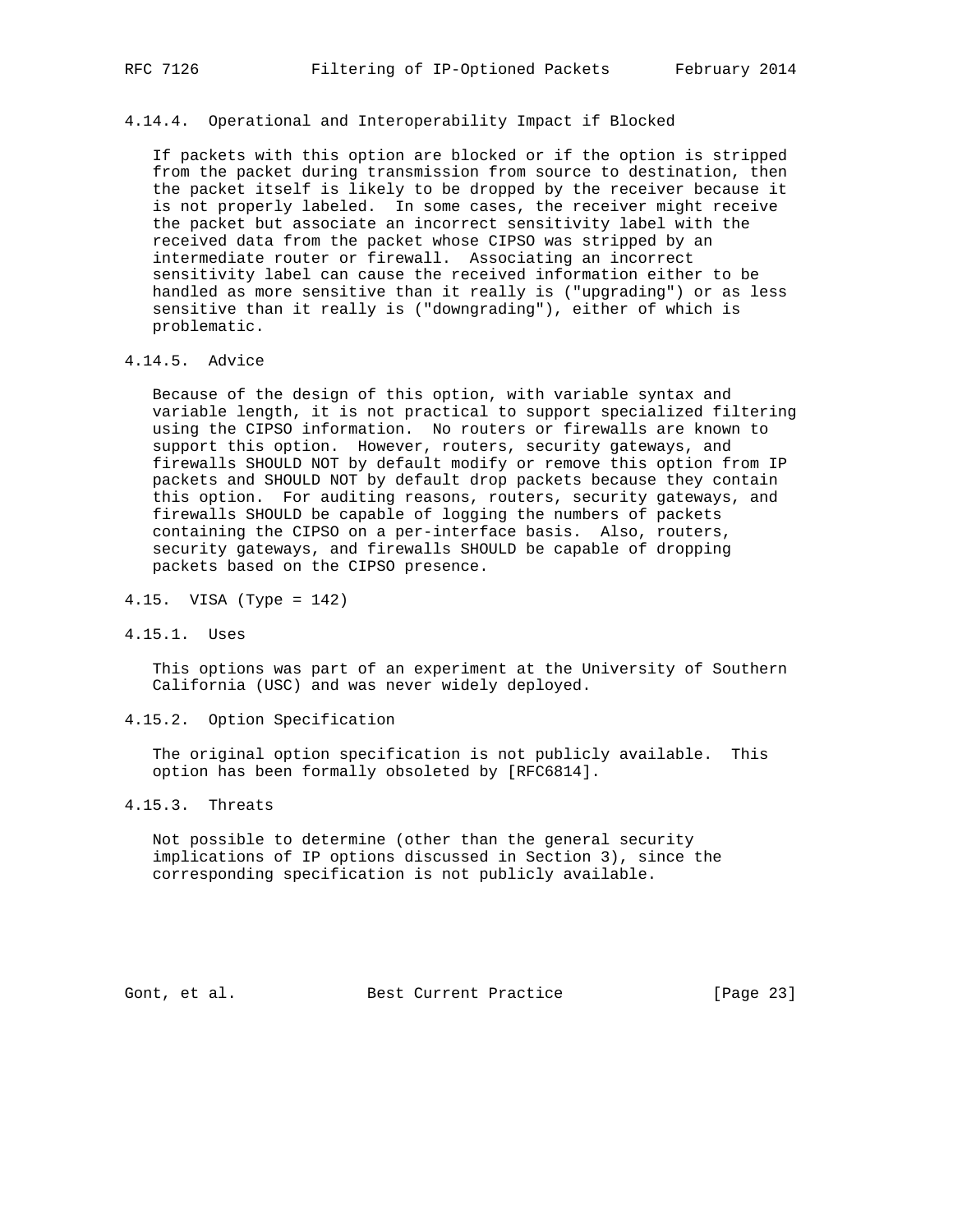#### 4.14.4. Operational and Interoperability Impact if Blocked

If packets with this option are blocked or if the option is stripped from the packet during transmission from source to destination, then the packet itself is likely to be dropped by the receiver because it is not properly labeled. In some cases, the receiver might receive the packet but associate an incorrect sensitivity label with the received data from the packet whose CIPSO was stripped by an intermediate router or firewall. Associating an incorrect sensitivity label can cause the received information either to be handled as more sensitive than it really is ("upgrading") or as less sensitive than it really is ("downgrading"), either of which is problematic.

#### 4.14.5. Advice

Because of the design of this option, with variable syntax and variable length, it is not practical to support specialized filtering using the CIPSO information. No routers or firewalls are known to support this option. However, routers, security gateways, and firewalls SHOULD NOT by default modify or remove this option from IP packets and SHOULD NOT by default drop packets because they contain this option. For auditing reasons, routers, security gateways, and firewalls SHOULD be capable of logging the numbers of packets containing the CIPSO on a per-interface basis. Also, routers, security gateways, and firewalls SHOULD be capable of dropping packets based on the CIPSO presence.

### 4.15. VISA (Type = 142)

#### 4.15.1. Uses

This options was part of an experiment at the University of Southern California (USC) and was never widely deployed.

#### 4.15.2. Option Specification

The original option specification is not publicly available. This option has been formally obsoleted by [RFC6814].

#### 4.15.3. Threats

Not possible to determine (other than the general security implications of IP options discussed in Section 3), since the corresponding specification is not publicly available.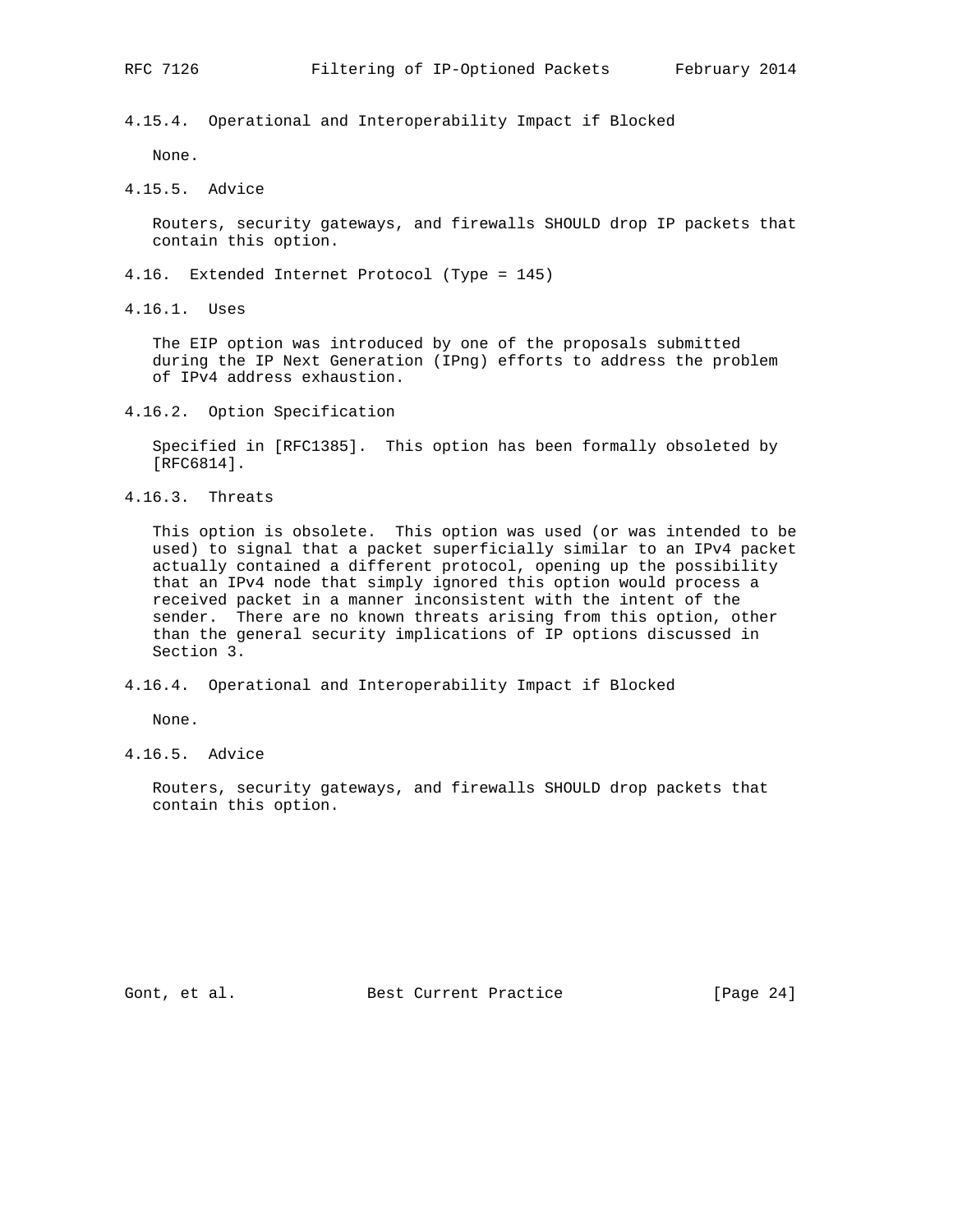#### 4.15.4. Operational and Interoperability Impact if Blocked

None.

#### 4.15.5. Advice

Routers, security gateways, and firewalls SHOULD drop IP packets that contain this option.

### 4.16. Extended Internet Protocol (Type = 145)

#### 4.16.1. Uses

The EIP option was introduced by one of the proposals submitted during the IP Next Generation (IPng) efforts to address the problem of IPv4 address exhaustion.

#### 4.16.2. Option Specification

Specified in [RFC1385]. This option has been formally obsoleted by [RFC6814].

#### 4.16.3. Threats

This option is obsolete. This option was used (or was intended to be used) to signal that a packet superficially similar to an IPv4 packet actually contained a different protocol, opening up the possibility that an IPv4 node that simply ignored this option would process a received packet in a manner inconsistent with the intent of the sender. There are no known threats arising from this option, other than the general security implications of IP options discussed in Section 3.

#### 4.16.4. Operational and Interoperability Impact if Blocked

None.

#### 4.16.5. Advice

Routers, security gateways, and firewalls SHOULD drop packets that contain this option.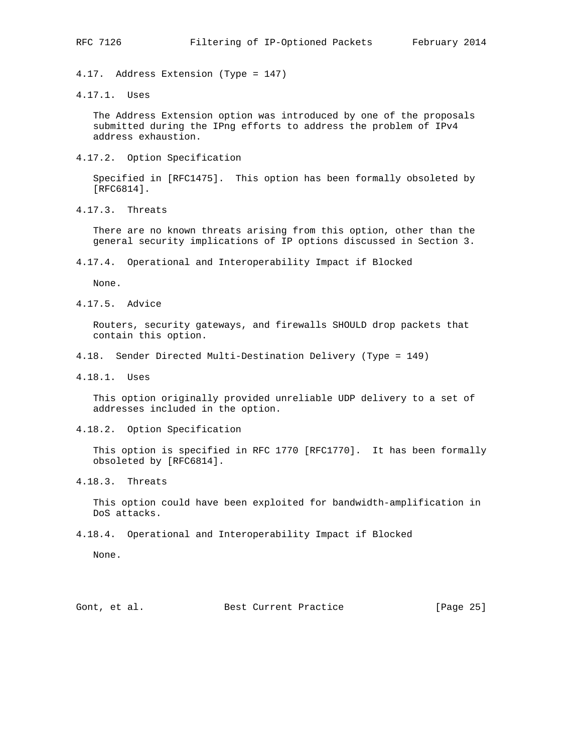### 4.17. Address Extension (Type = 147)

#### 4.17.1. Uses

The Address Extension option was introduced by one of the proposals submitted during the IPng efforts to address the problem of IPv4 address exhaustion.

#### 4.17.2. Option Specification

Specified in [RFC1475]. This option has been formally obsoleted by [RFC6814].

#### 4.17.3. Threats

There are no known threats arising from this option, other than the general security implications of IP options discussed in Section 3.

#### 4.17.4. Operational and Interoperability Impact if Blocked

None.

#### 4.17.5. Advice

Routers, security gateways, and firewalls SHOULD drop packets that contain this option.

### 4.18. Sender Directed Multi-Destination Delivery (Type = 149)

#### 4.18.1. Uses

This option originally provided unreliable UDP delivery to a set of addresses included in the option.

#### 4.18.2. Option Specification

This option is specified in RFC 1770 [RFC1770]. It has been formally obsoleted by [RFC6814].

#### 4.18.3. Threats

This option could have been exploited for bandwidth-amplification in DoS attacks.

#### 4.18.4. Operational and Interoperability Impact if Blocked

None.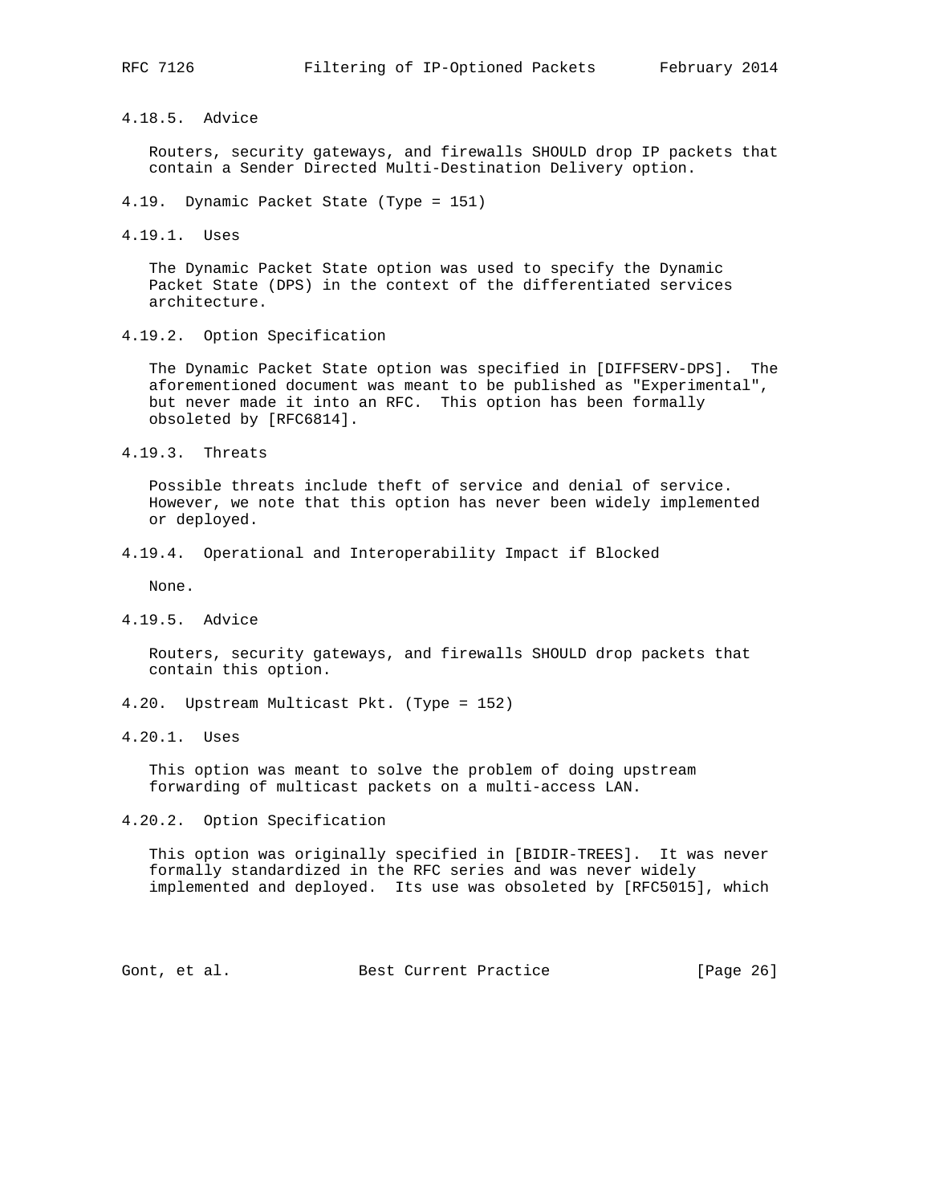#### 4.18.5. Advice

Routers, security gateways, and firewalls SHOULD drop IP packets that contain a Sender Directed Multi-Destination Delivery option.

### 4.19. Dynamic Packet State (Type = 151)

#### 4.19.1. Uses

The Dynamic Packet State option was used to specify the Dynamic Packet State (DPS) in the context of the differentiated services architecture.

#### 4.19.2. Option Specification

The Dynamic Packet State option was specified in [DIFFSERV-DPS]. The aforementioned document was meant to be published as "Experimental", but never made it into an RFC. This option has been formally obsoleted by [RFC6814].

#### 4.19.3. Threats

Possible threats include theft of service and denial of service. However, we note that this option has never been widely implemented or deployed.

#### 4.19.4. Operational and Interoperability Impact if Blocked

None.

#### 4.19.5. Advice

Routers, security gateways, and firewalls SHOULD drop packets that contain this option.

### 4.20. Upstream Multicast Pkt. (Type = 152)

#### 4.20.1. Uses

This option was meant to solve the problem of doing upstream forwarding of multicast packets on a multi-access LAN.

#### 4.20.2. Option Specification

This option was originally specified in [BIDIR-TREES]. It was never formally standardized in the RFC series and was never widely implemented and deployed. Its use was obsoleted by [RFC5015], which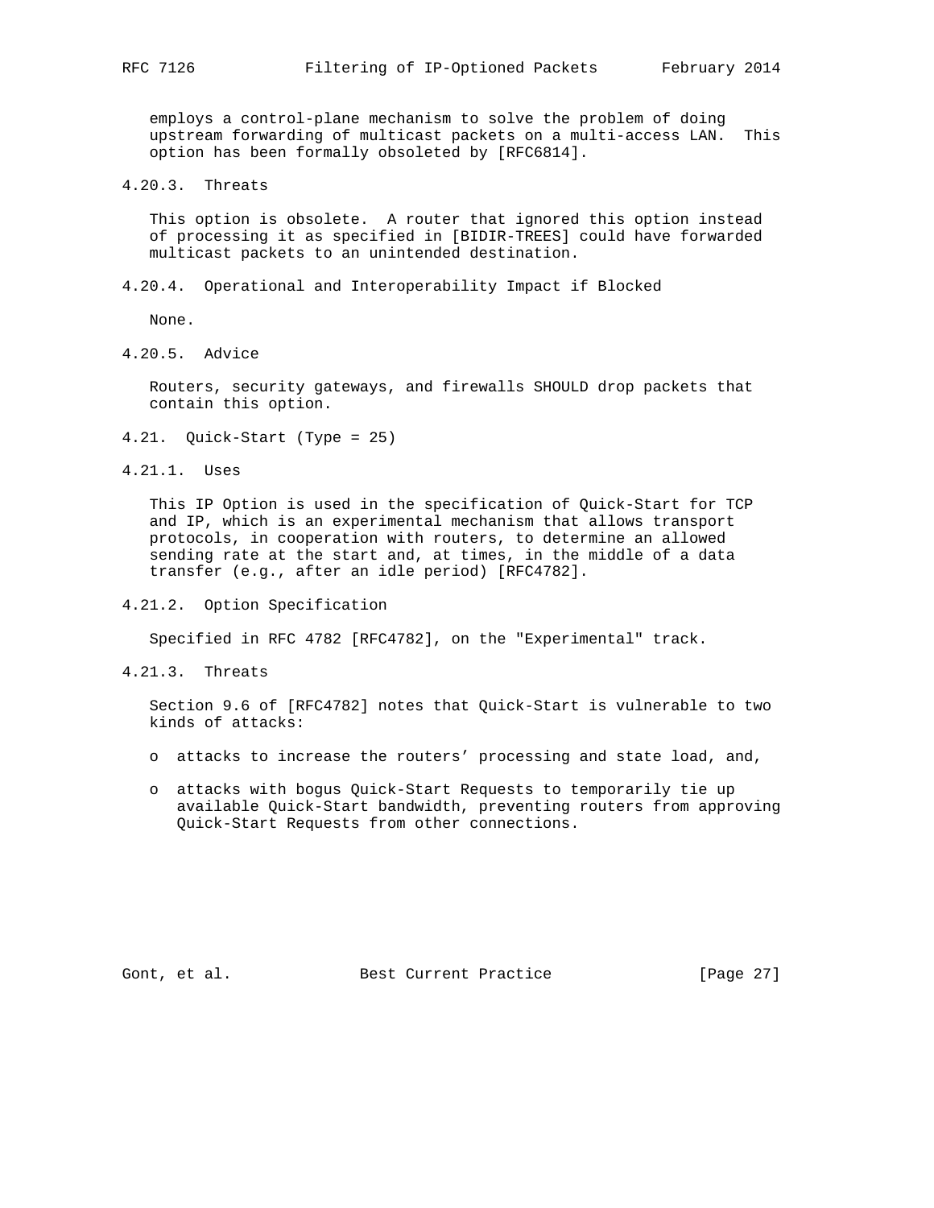employs a control-plane mechanism to solve the problem of doing upstream forwarding of multicast packets on a multi-access LAN. This option has been formally obsoleted by [RFC6814].

#### 4.20.3. Threats

This option is obsolete. A router that ignored this option instead of processing it as specified in [BIDIR-TREES] could have forwarded multicast packets to an unintended destination.

#### 4.20.4. Operational and Interoperability Impact if Blocked

None.

#### 4.20.5. Advice

Routers, security gateways, and firewalls SHOULD drop packets that contain this option.

### 4.21. Quick-Start (Type = 25)

#### 4.21.1. Uses

This IP Option is used in the specification of Quick-Start for TCP and IP, which is an experimental mechanism that allows transport protocols, in cooperation with routers, to determine an allowed sending rate at the start and, at times, in the middle of a data transfer (e.g., after an idle period) [RFC4782].

#### 4.21.2. Option Specification

Specified in RFC 4782 [RFC4782], on the "Experimental" track.

#### 4.21.3. Threats

Section 9.6 of [RFC4782] notes that Quick-Start is vulnerable to two kinds of attacks:

- attacks to increase the routers' processing and state load, and,
- attacks with bogus Quick-Start Requests to temporarily tie up available Quick-Start bandwidth, preventing routers from approving Quick-Start Requests from other connections.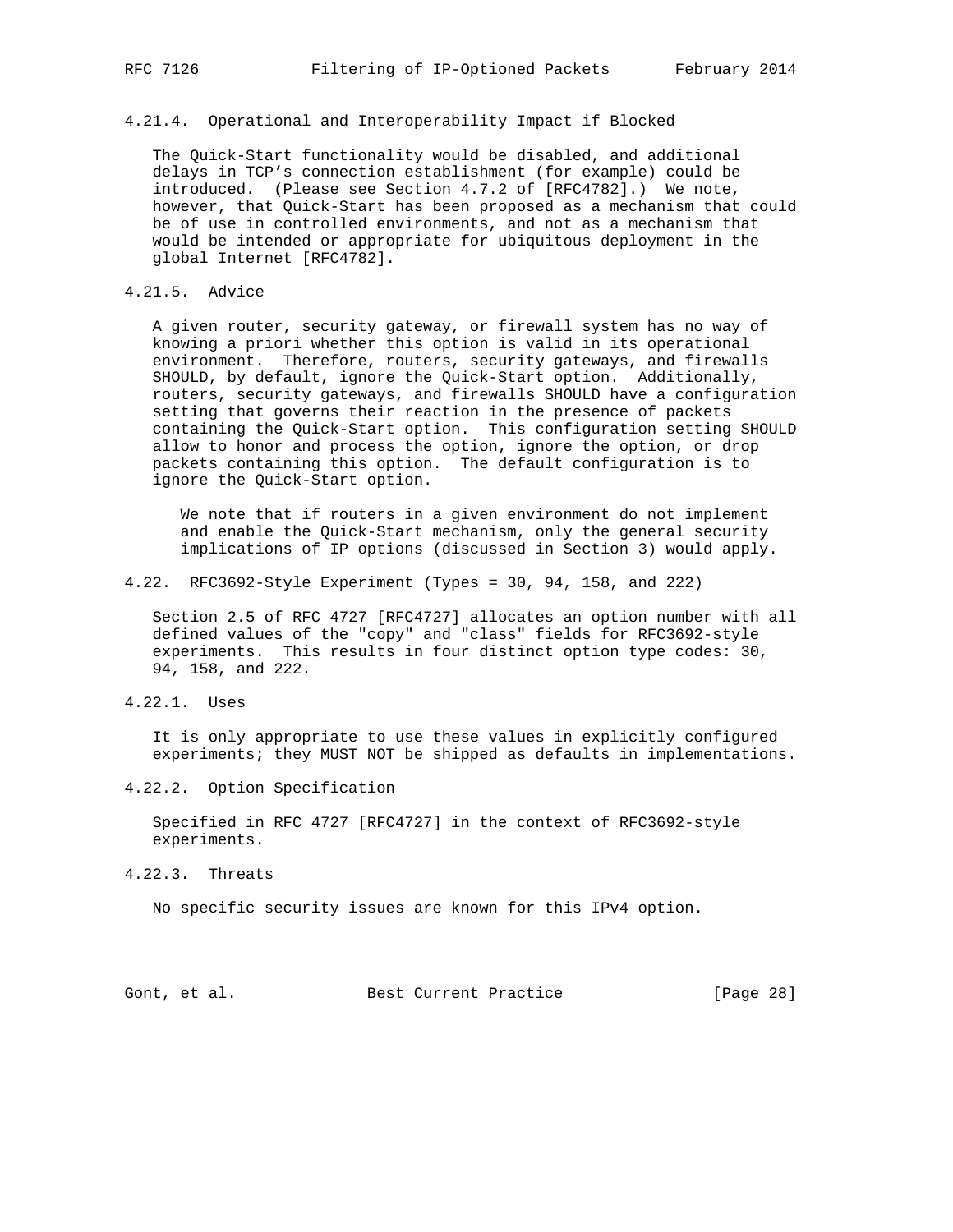#### 4.21.4. Operational and Interoperability Impact if Blocked

The Quick-Start functionality would be disabled, and additional delays in TCP's connection establishment (for example) could be introduced. (Please see Section 4.7.2 of [RFC4782].) We note, however, that Quick-Start has been proposed as a mechanism that could be of use in controlled environments, and not as a mechanism that would be intended or appropriate for ubiquitous deployment in the global Internet [RFC4782].

#### 4.21.5. Advice

A given router, security gateway, or firewall system has no way of knowing a priori whether this option is valid in its operational environment. Therefore, routers, security gateways, and firewalls SHOULD, by default, ignore the Quick-Start option. Additionally, routers, security gateways, and firewalls SHOULD have a configuration setting that governs their reaction in the presence of packets containing the Quick-Start option. This configuration setting SHOULD allow to honor and process the option, ignore the option, or drop packets containing this option. The default configuration is to ignore the Quick-Start option.

> We note that if routers in a given environment do not implement and enable the Quick-Start mechanism, only the general security implications of IP options (discussed in Section 3) would apply.

### 4.22. RFC3692-Style Experiment (Types = 30, 94, 158, and 222)

Section 2.5 of RFC 4727 [RFC4727] allocates an option number with all defined values of the "copy" and "class" fields for RFC3692-style experiments. This results in four distinct option type codes: 30, 94, 158, and 222.

#### 4.22.1. Uses

It is only appropriate to use these values in explicitly configured experiments; they MUST NOT be shipped as defaults in implementations.

#### 4.22.2. Option Specification

Specified in RFC 4727 [RFC4727] in the context of RFC3692-style experiments.

#### 4.22.3. Threats

No specific security issues are known for this IPv4 option.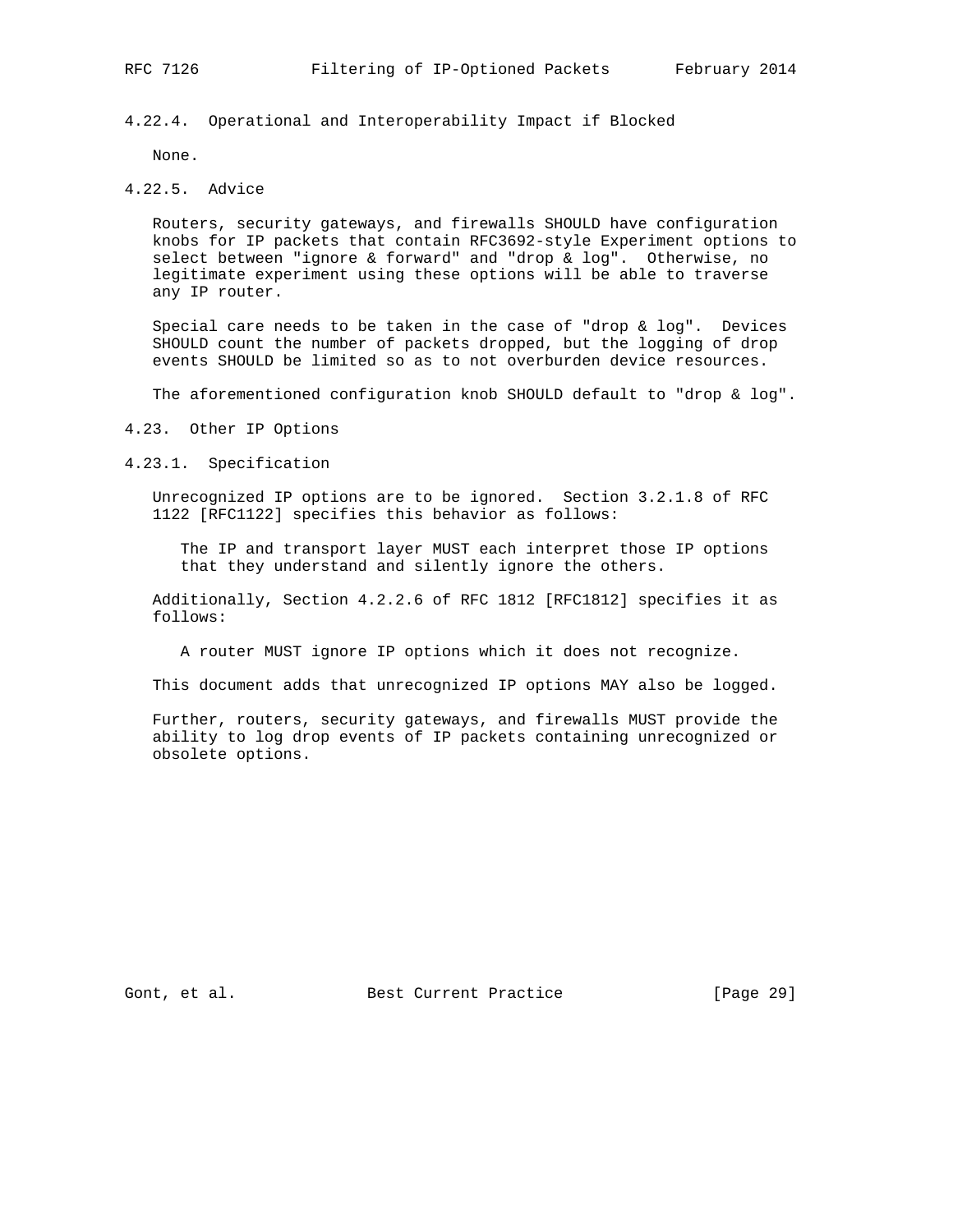#### 4.22.4. Operational and Interoperability Impact if Blocked

None.

#### 4.22.5. Advice

Routers, security gateways, and firewalls SHOULD have configuration knobs for IP packets that contain RFC3692-style Experiment options to select between "ignore & forward" and "drop & log". Otherwise, no legitimate experiment using these options will be able to traverse any IP router.

Special care needs to be taken in the case of "drop & log". Devices SHOULD count the number of packets dropped, but the logging of drop events SHOULD be limited so as to not overburden device resources.

The aforementioned configuration knob SHOULD default to "drop & log".

### 4.23. Other IP Options

#### 4.23.1. Specification

Unrecognized IP options are to be ignored. Section 3.2.1.8 of RFC 1122 [RFC1122] specifies this behavior as follows:

> The IP and transport layer MUST each interpret those IP options that they understand and silently ignore the others.

Additionally, Section 4.2.2.6 of RFC 1812 [RFC1812] specifies it as follows:

> A router MUST ignore IP options which it does not recognize.

This document adds that unrecognized IP options MAY also be logged.

Further, routers, security gateways, and firewalls MUST provide the ability to log drop events of IP packets containing unrecognized or obsolete options.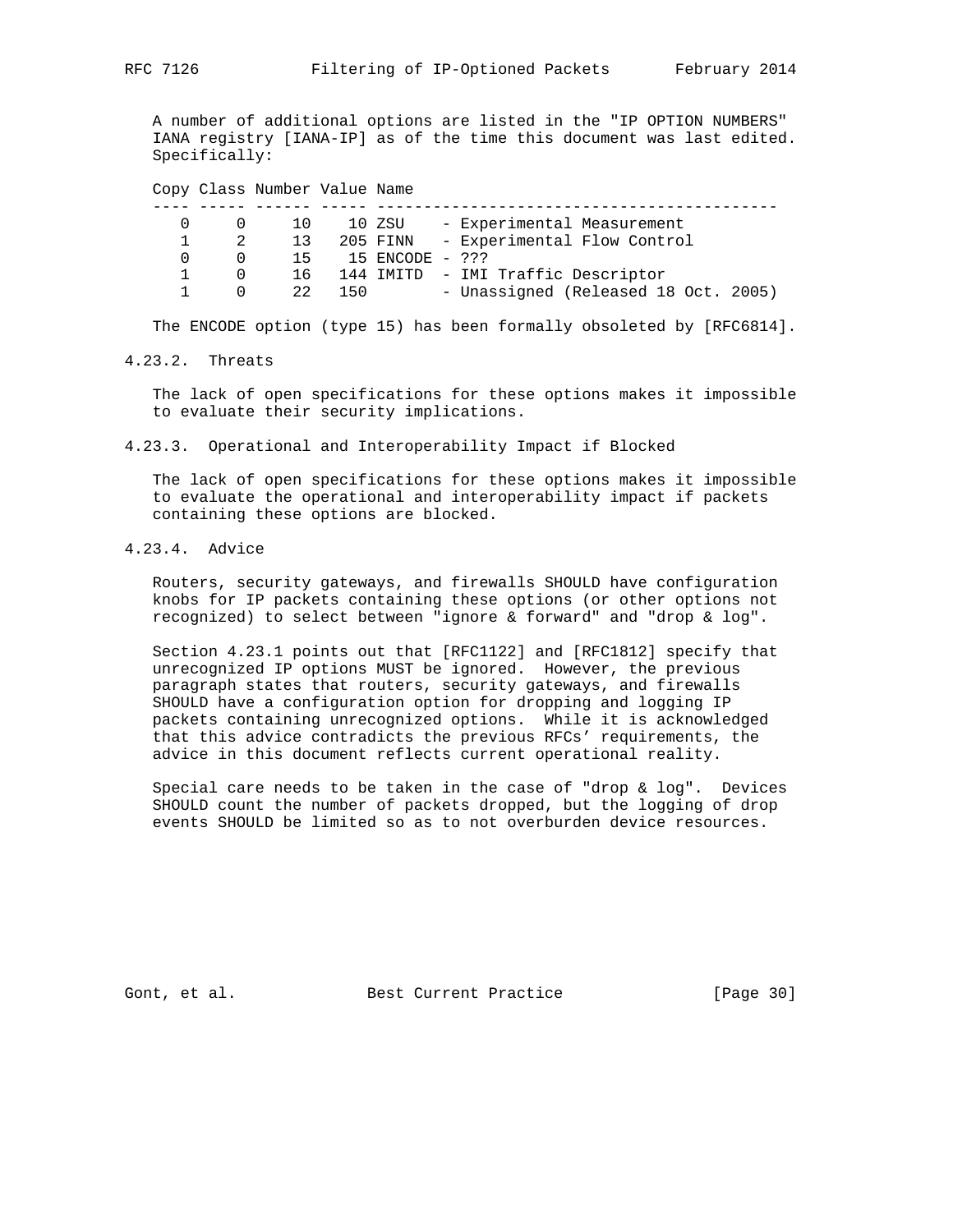A number of additional options are listed in the "IP OPTION NUMBERS" IANA registry [IANA-IP] as of the time this document was last edited. Specifically:

| Copy | Class | Number | Value | Name |
|---|---|---|---|---|
| 0 | 0 | 10 | 10 | ZSU - Experimental Measurement |
| 1 | 2 | 13 | 205 | FINN - Experimental Flow Control |
| 0 | 0 | 15 | 15 | ENCODE - ??? |
| 1 | 0 | 16 | 144 | IMITD - IMI Traffic Descriptor |
| 1 | 0 | 22 | 150 | - Unassigned (Released 18 Oct. 2005) |

The ENCODE option (type 15) has been formally obsoleted by [RFC6814].

### 4.23.2. Threats

The lack of open specifications for these options makes it impossible to evaluate their security implications.

### 4.23.3. Operational and Interoperability Impact if Blocked

The lack of open specifications for these options makes it impossible to evaluate the operational and interoperability impact if packets containing these options are blocked.

### 4.23.4. Advice

Routers, security gateways, and firewalls SHOULD have configuration knobs for IP packets containing these options (or other options not recognized) to select between "ignore & forward" and "drop & log".

Section 4.23.1 points out that [RFC1122] and [RFC1812] specify that unrecognized IP options MUST be ignored. However, the previous paragraph states that routers, security gateways, and firewalls SHOULD have a configuration option for dropping and logging IP packets containing unrecognized options. While it is acknowledged that this advice contradicts the previous RFCs' requirements, the advice in this document reflects current operational reality.

Special care needs to be taken in the case of "drop & log". Devices SHOULD count the number of packets dropped, but the logging of drop events SHOULD be limited so as to not overburden device resources.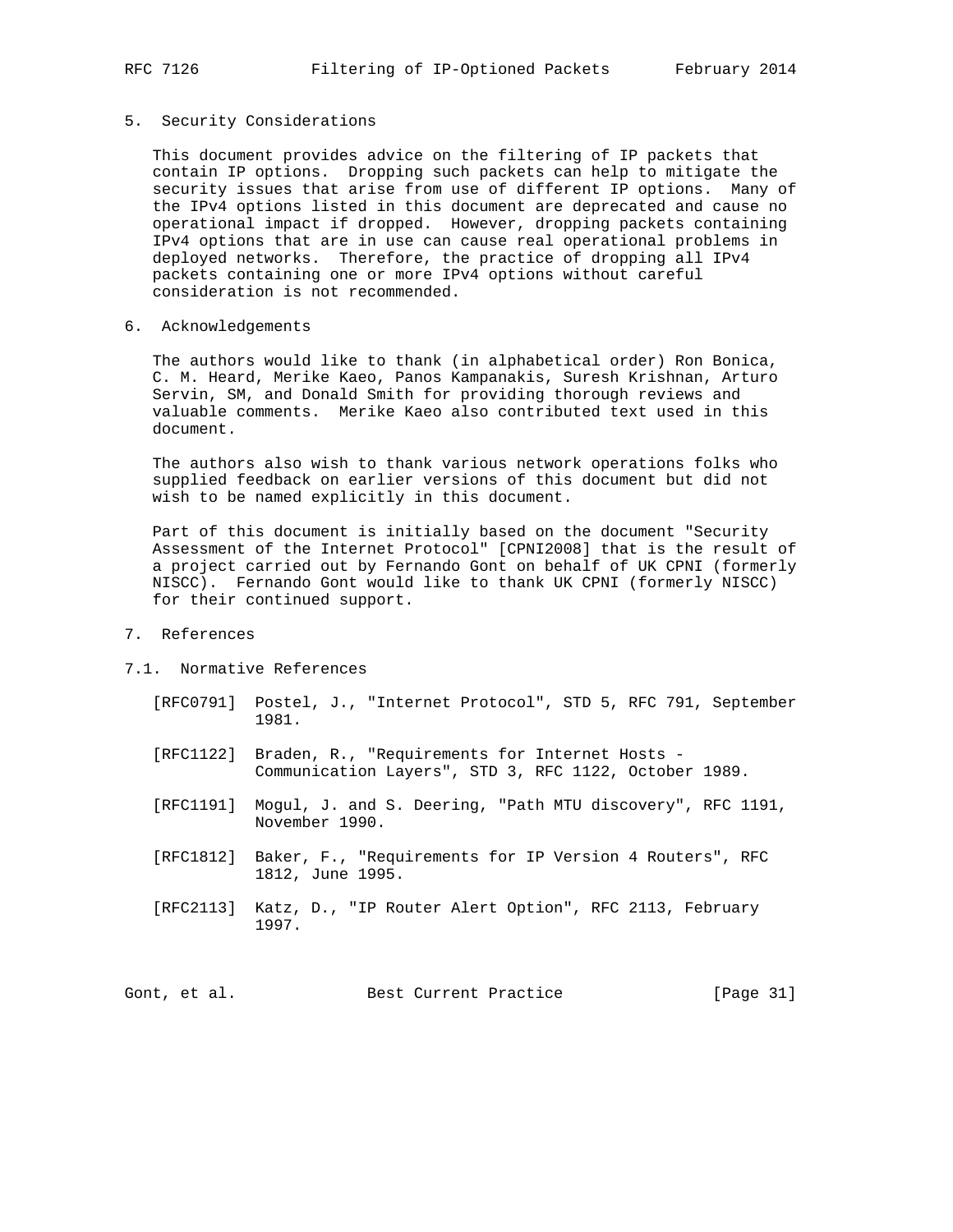## 5. Security Considerations

This document provides advice on the filtering of IP packets that contain IP options. Dropping such packets can help to mitigate the security issues that arise from use of different IP options. Many of the IPv4 options listed in this document are deprecated and cause no operational impact if dropped. However, dropping packets containing IPv4 options that are in use can cause real operational problems in deployed networks. Therefore, the practice of dropping all IPv4 packets containing one or more IPv4 options without careful consideration is not recommended.

## 6. Acknowledgements

The authors would like to thank (in alphabetical order) Ron Bonica, C. M. Heard, Merike Kaeo, Panos Kampanakis, Suresh Krishnan, Arturo Servin, SM, and Donald Smith for providing thorough reviews and valuable comments. Merike Kaeo also contributed text used in this document.

The authors also wish to thank various network operations folks who supplied feedback on earlier versions of this document but did not wish to be named explicitly in this document.

Part of this document is initially based on the document "Security Assessment of the Internet Protocol" [CPNI2008] that is the result of a project carried out by Fernando Gont on behalf of UK CPNI (formerly NISCC). Fernando Gont would like to thank UK CPNI (formerly NISCC) for their continued support.

## 7. References

### 7.1. Normative References

[RFC0791] Postel, J., "Internet Protocol", STD 5, RFC 791, September 1981.

[RFC1122] Braden, R., "Requirements for Internet Hosts - Communication Layers", STD 3, RFC 1122, October 1989.

[RFC1191] Mogul, J. and S. Deering, "Path MTU discovery", RFC 1191, November 1990.

[RFC1812] Baker, F., "Requirements for IP Version 4 Routers", RFC 1812, June 1995.

[RFC2113] Katz, D., "IP Router Alert Option", RFC 2113, February 1997.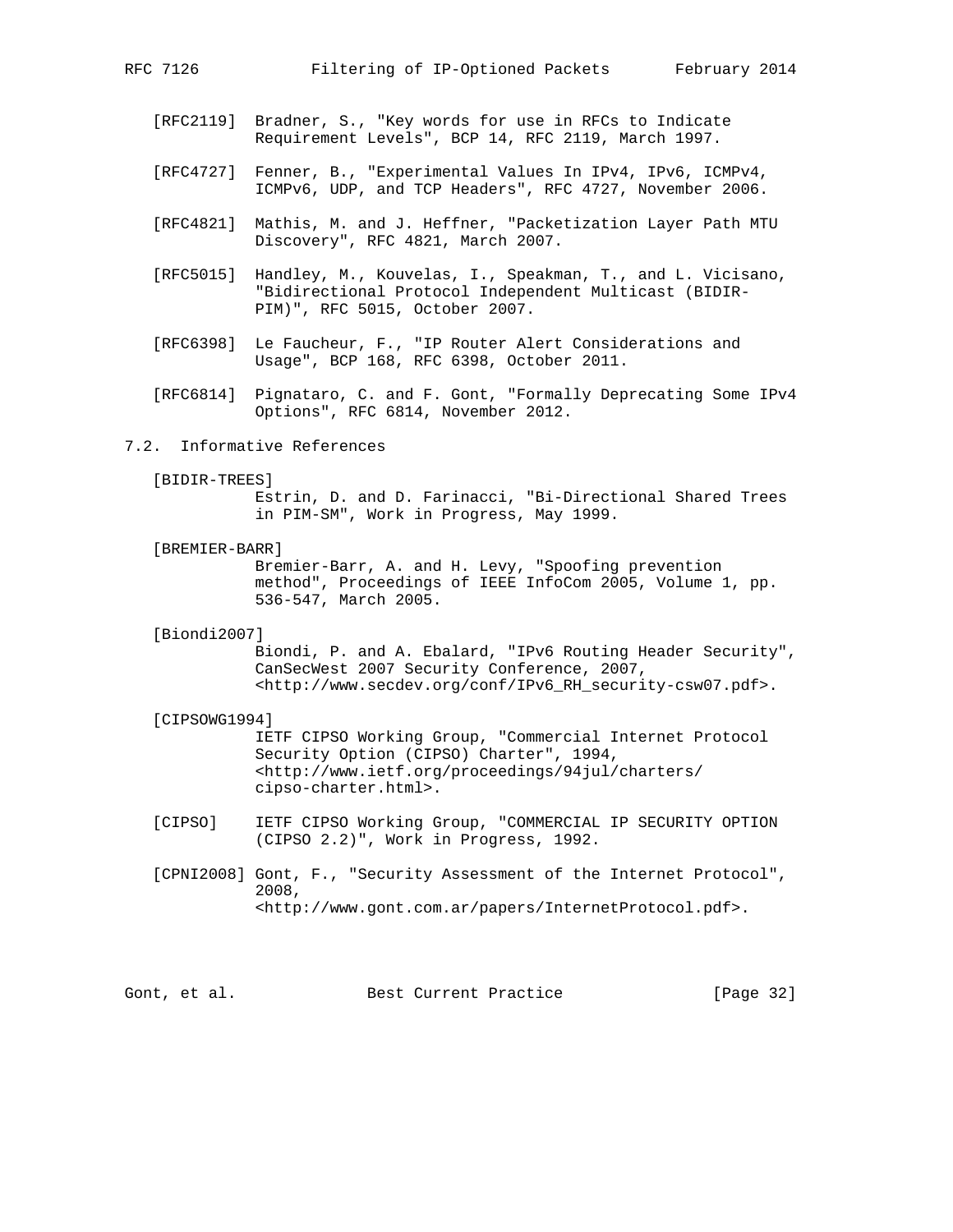[RFC2119] Bradner, S., "Key words for use in RFCs to Indicate Requirement Levels", BCP 14, RFC 2119, March 1997.

[RFC4727] Fenner, B., "Experimental Values In IPv4, IPv6, ICMPv4, ICMPv6, UDP, and TCP Headers", RFC 4727, November 2006.

[RFC4821] Mathis, M. and J. Heffner, "Packetization Layer Path MTU Discovery", RFC 4821, March 2007.

[RFC5015] Handley, M., Kouvelas, I., Speakman, T., and L. Vicisano, "Bidirectional Protocol Independent Multicast (BIDIR-PIM)", RFC 5015, October 2007.

[RFC6398] Le Faucheur, F., "IP Router Alert Considerations and Usage", BCP 168, RFC 6398, October 2011.

[RFC6814] Pignataro, C. and F. Gont, "Formally Deprecating Some IPv4 Options", RFC 6814, November 2012.

### 7.2. Informative References

[BIDIR-TREES] Estrin, D. and D. Farinacci, "Bi-Directional Shared Trees in PIM-SM", Work in Progress, May 1999.

[BREMIER-BARR] Bremier-Barr, A. and H. Levy, "Spoofing prevention method", Proceedings of IEEE InfoCom 2005, Volume 1, pp. 536-547, March 2005.

[Biondi2007] Biondi, P. and A. Ebalard, "IPv6 Routing Header Security", CanSecWest 2007 Security Conference, 2007, <http://www.secdev.org/conf/IPv6_RH_security-csw07.pdf>.

[CIPSOWG1994] IETF CIPSO Working Group, "Commercial Internet Protocol Security Option (CIPSO) Charter", 1994, <http://www.ietf.org/proceedings/94jul/charters/cipso-charter.html>.

[CIPSO] IETF CIPSO Working Group, "COMMERCIAL IP SECURITY OPTION (CIPSO 2.2)", Work in Progress, 1992.

[CPNI2008] Gont, F., "Security Assessment of the Internet Protocol", 2008, <http://www.gont.com.ar/papers/InternetProtocol.pdf>.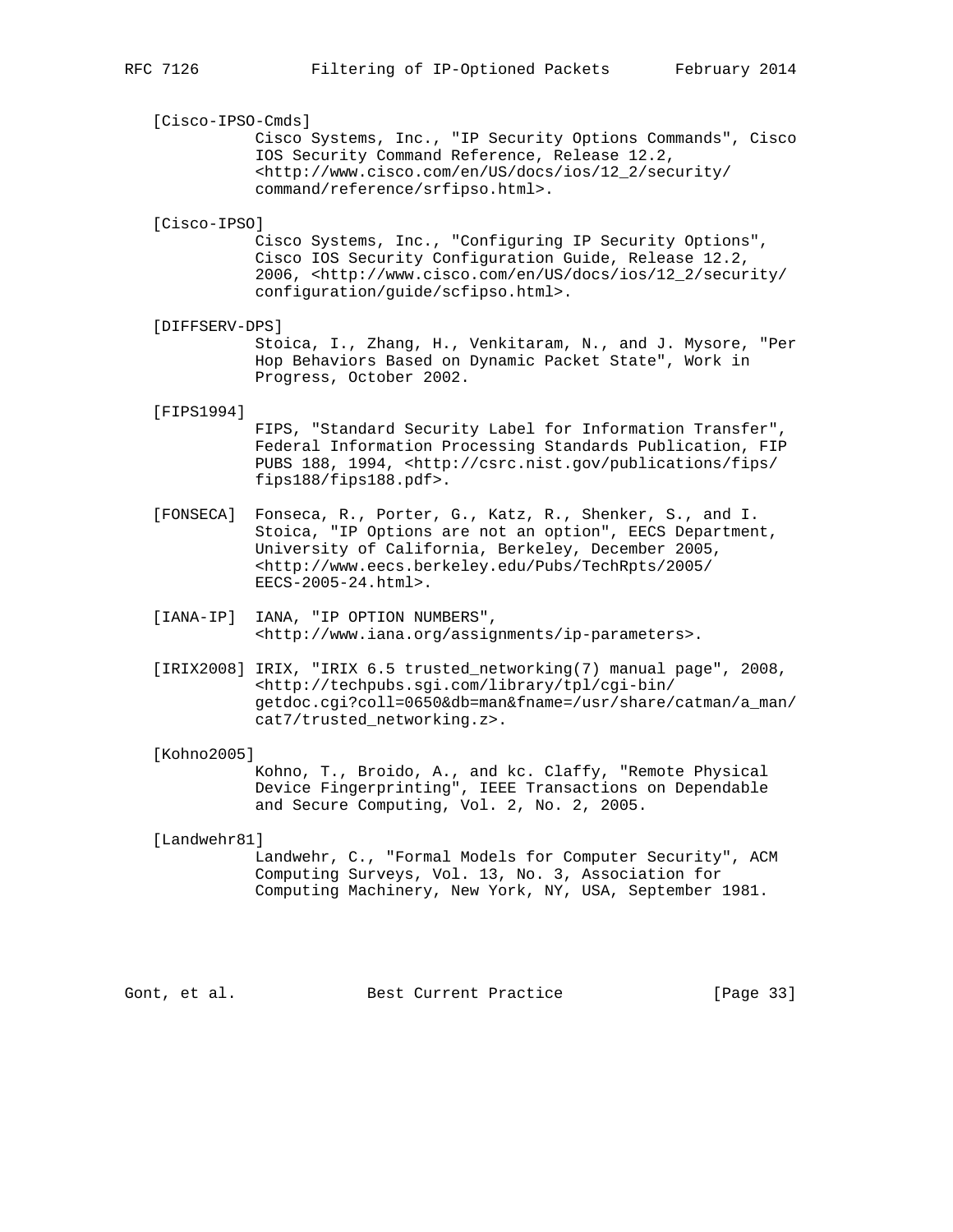[Cisco-IPSO-Cmds]
Cisco Systems, Inc., "IP Security Options Commands", Cisco IOS Security Command Reference, Release 12.2, <http://www.cisco.com/en/US/docs/ios/12_2/security/command/reference/srfipso.html>.

[Cisco-IPSO]
Cisco Systems, Inc., "Configuring IP Security Options", Cisco IOS Security Configuration Guide, Release 12.2, 2006, <http://www.cisco.com/en/US/docs/ios/12_2/security/configuration/guide/scfipso.html>.

[DIFFSERV-DPS]
Stoica, I., Zhang, H., Venkitaram, N., and J. Mysore, "Per Hop Behaviors Based on Dynamic Packet State", Work in Progress, October 2002.

[FIPS1994]
FIPS, "Standard Security Label for Information Transfer", Federal Information Processing Standards Publication, FIP PUBS 188, 1994, <http://csrc.nist.gov/publications/fips/fips188/fips188.pdf>.

[FONSECA] Fonseca, R., Porter, G., Katz, R., Shenker, S., and I. Stoica, "IP Options are not an option", EECS Department, University of California, Berkeley, December 2005, <http://www.eecs.berkeley.edu/Pubs/TechRpts/2005/EECS-2005-24.html>.

[IANA-IP] IANA, "IP OPTION NUMBERS", <http://www.iana.org/assignments/ip-parameters>.

[IRIX2008] IRIX, "IRIX 6.5 trusted_networking(7) manual page", 2008, <http://techpubs.sgi.com/library/tpl/cgi-bin/getdoc.cgi?coll=0650&db=man&fname=/usr/share/catman/a_man/cat7/trusted_networking.z>.

[Kohno2005]
Kohno, T., Broido, A., and kc. Claffy, "Remote Physical Device Fingerprinting", IEEE Transactions on Dependable and Secure Computing, Vol. 2, No. 2, 2005.

[Landwehr81]
Landwehr, C., "Formal Models for Computer Security", ACM Computing Surveys, Vol. 13, No. 3, Association for Computing Machinery, New York, NY, USA, September 1981.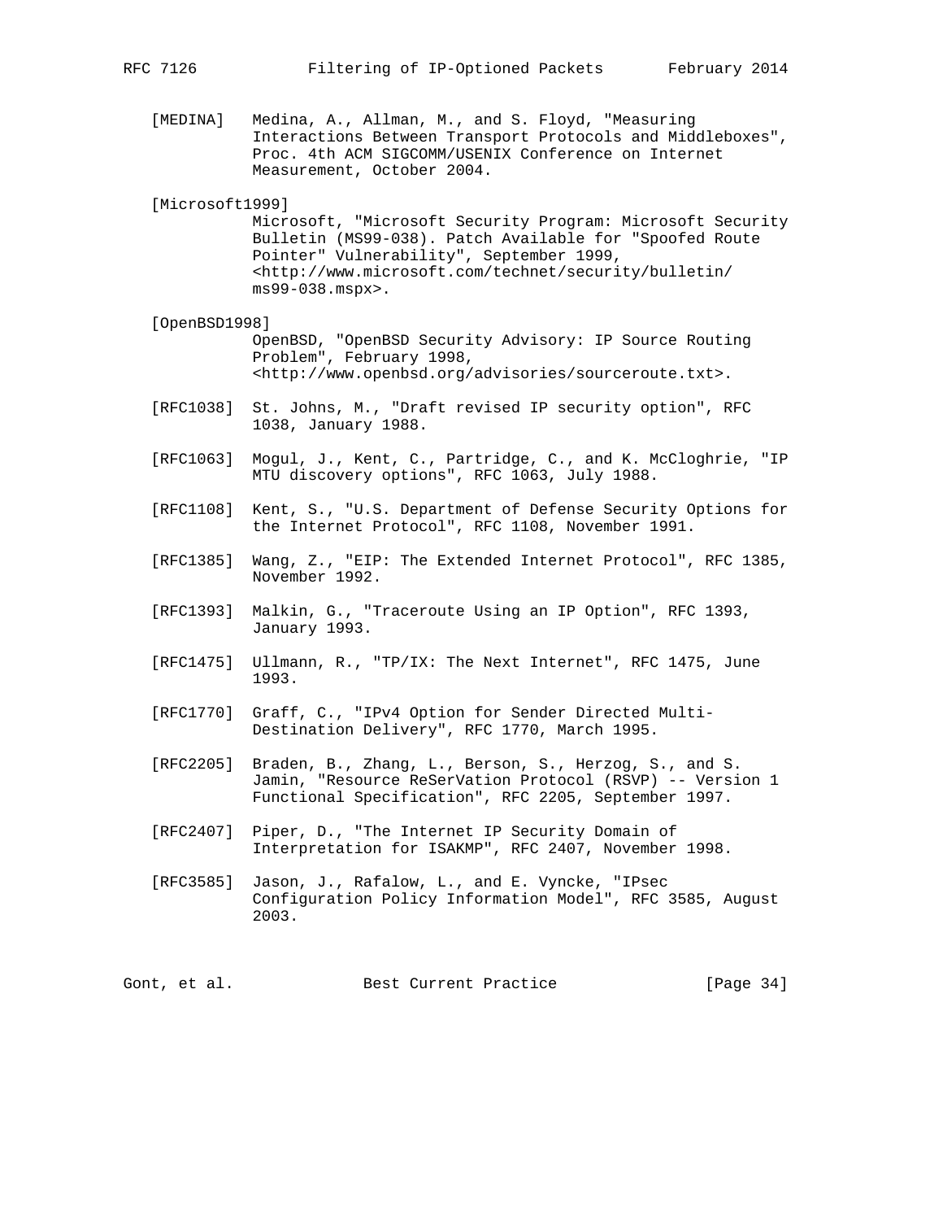[MEDINA] Medina, A., Allman, M., and S. Floyd, "Measuring Interactions Between Transport Protocols and Middleboxes", Proc. 4th ACM SIGCOMM/USENIX Conference on Internet Measurement, October 2004.

[Microsoft1999] Microsoft, "Microsoft Security Program: Microsoft Security Bulletin (MS99-038). Patch Available for "Spoofed Route Pointer" Vulnerability", September 1999, <http://www.microsoft.com/technet/security/bulletin/ms99-038.mspx>.

[OpenBSD1998] OpenBSD, "OpenBSD Security Advisory: IP Source Routing Problem", February 1998, <http://www.openbsd.org/advisories/sourceroute.txt>.

[RFC1038] St. Johns, M., "Draft revised IP security option", RFC 1038, January 1988.

[RFC1063] Mogul, J., Kent, C., Partridge, C., and K. McCloghrie, "IP MTU discovery options", RFC 1063, July 1988.

[RFC1108] Kent, S., "U.S. Department of Defense Security Options for the Internet Protocol", RFC 1108, November 1991.

[RFC1385] Wang, Z., "EIP: The Extended Internet Protocol", RFC 1385, November 1992.

[RFC1393] Malkin, G., "Traceroute Using an IP Option", RFC 1393, January 1993.

[RFC1475] Ullmann, R., "TP/IX: The Next Internet", RFC 1475, June 1993.

[RFC1770] Graff, C., "IPv4 Option for Sender Directed Multi-Destination Delivery", RFC 1770, March 1995.

[RFC2205] Braden, B., Zhang, L., Berson, S., Herzog, S., and S. Jamin, "Resource ReSerVation Protocol (RSVP) -- Version 1 Functional Specification", RFC 2205, September 1997.

[RFC2407] Piper, D., "The Internet IP Security Domain of Interpretation for ISAKMP", RFC 2407, November 1998.

[RFC3585] Jason, J., Rafalow, L., and E. Vyncke, "IPsec Configuration Policy Information Model", RFC 3585, August 2003.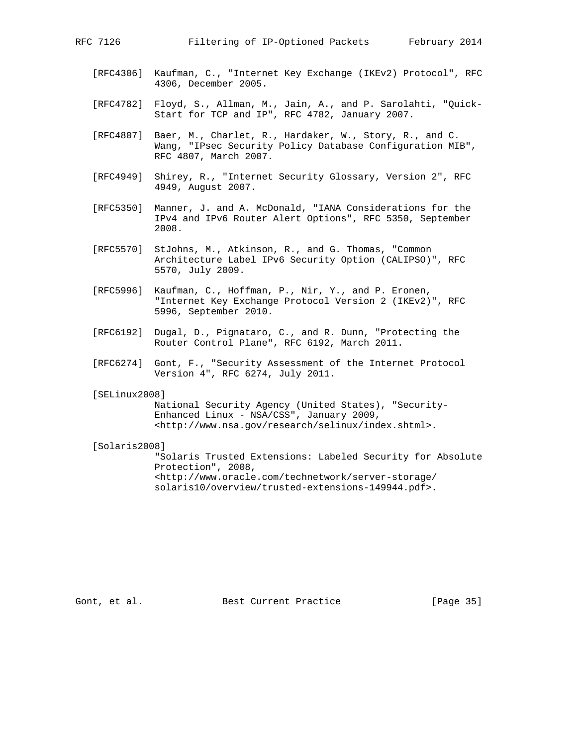[RFC4306] Kaufman, C., "Internet Key Exchange (IKEv2) Protocol", RFC 4306, December 2005.

[RFC4782] Floyd, S., Allman, M., Jain, A., and P. Sarolahti, "Quick-Start for TCP and IP", RFC 4782, January 2007.

[RFC4807] Baer, M., Charlet, R., Hardaker, W., Story, R., and C. Wang, "IPsec Security Policy Database Configuration MIB", RFC 4807, March 2007.

[RFC4949] Shirey, R., "Internet Security Glossary, Version 2", RFC 4949, August 2007.

[RFC5350] Manner, J. and A. McDonald, "IANA Considerations for the IPv4 and IPv6 Router Alert Options", RFC 5350, September 2008.

[RFC5570] StJohns, M., Atkinson, R., and G. Thomas, "Common Architecture Label IPv6 Security Option (CALIPSO)", RFC 5570, July 2009.

[RFC5996] Kaufman, C., Hoffman, P., Nir, Y., and P. Eronen, "Internet Key Exchange Protocol Version 2 (IKEv2)", RFC 5996, September 2010.

[RFC6192] Dugal, D., Pignataro, C., and R. Dunn, "Protecting the Router Control Plane", RFC 6192, March 2011.

[RFC6274] Gont, F., "Security Assessment of the Internet Protocol Version 4", RFC 6274, July 2011.

[SELinux2008]
National Security Agency (United States), "Security-Enhanced Linux - NSA/CSS", January 2009, <http://www.nsa.gov/research/selinux/index.shtml>.

[Solaris2008]
"Solaris Trusted Extensions: Labeled Security for Absolute Protection", 2008, <http://www.oracle.com/technetwork/server-storage/solaris10/overview/trusted-extensions-149944.pdf>.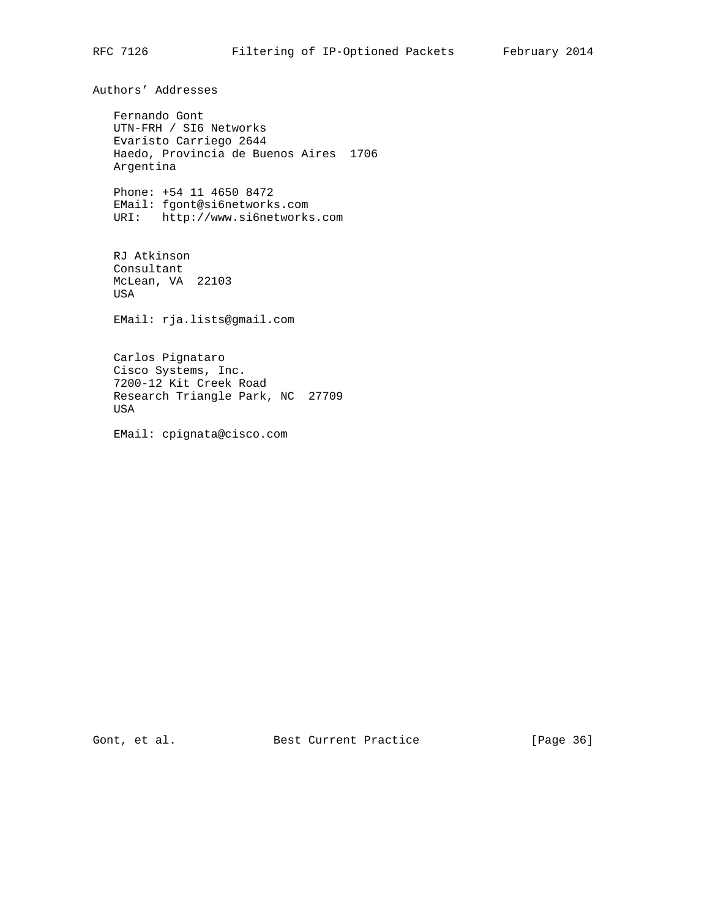## Authors' Addresses

Fernando Gont
UTN-FRH / SI6 Networks
Evaristo Carriego 2644
Haedo, Provincia de Buenos Aires  1706
Argentina

Phone: +54 11 4650 8472
EMail: fgont@si6networks.com
URI:   http://www.si6networks.com

RJ Atkinson
Consultant
McLean, VA  22103
USA

EMail: rja.lists@gmail.com

Carlos Pignataro
Cisco Systems, Inc.
7200-12 Kit Creek Road
Research Triangle Park, NC  27709
USA

EMail: cpignata@cisco.com